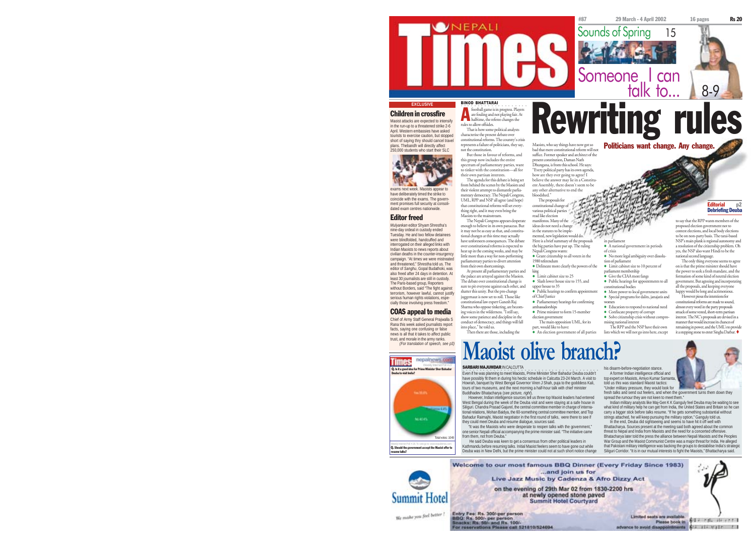# NEPALI Times

#87 29 March - 4 April 2002 16 pages Rs 20

Sounds of Spring 15

Someone I can talk to... 8-9

EXCLUSIVE

## Children in crossfire

Maoist attacks are expected to intensify in the run-up to a threatened strike 2-6 April. Western embassies have asked tourists to exercise caution, but stopped short of saying they should cancel travel plans. The bandh will directly affect 250,000 students who start their SLC exams next week. Maoists appear to have deliberately timed the strike to coincide with the exams. The government promises full security at consolidated exam centres nationwide.

## Editor freed

*Mulyankan* editor Shyam Shrestha's nine-day ordeal in custody ended Tuesday. He and two fellow detainees were blindfolded, handcuffed and interrogated on their alleged links with Indian Maoists to news reports about civilian deaths in the counter-insurgency campaign. "At times we were mistreated and threatened," Shrestha told us. The editor of *Sanghu*, Gopal Budathoki, was also freed after 24 days in detention. At least 30 journalists are still in custody. The Paris-based group, Reporters without Borders, said "The fight against terrorism, however lawful, cannot justify serious human rights violations, especially those involving press freedom."

## COAS appeal to media

Chief of Army Staff General Prajwalla S Rana this week asked journalists report facts, saying one confusing or false news is all it takes to affect public trust, and morale in the army ranks.

*(For translation of speech, see p3)*

Times nepalnews.com Weekly Internet Poll #23

**Q. Is it a good idea for Prime Minister Sher Bahadur Deuba to visit India?**

Yes 55.6%

Don't know 4.0%

No 40.4%

Total votes: 1049

Weekly Internet Poll #24. To vote go to: www.nepalnews.com

**Q. Should the government accept the Maoist offer to resume talks?**

# Rewriting rules

## Politicians want change. Any change.

BINOD BHATTARAI

A football game is in progress. Players are fouling and not playing fair. At halftime, the referee changes the rules to allow offsides.

That is how some political analysts characterise the present debate over constitutional reforms. The country's crisis represents a failure of politicians, they say, not the constitution.

But those in favour of reforms, and this group now includes the entire spectrum of parliamentary parties, want to tinker with the constitution—all for their own partisan interests.

The agenda for this debate is being set from behind the scenes by the Maoists and their violent attempt to dismantle parliamentary democracy. The Nepali Congress, UML, RPP and NSP all agree (and hope) that constitutional reforms will set everything right, and it may even bring the Maoists to the mainstream.

The Nepali Congress appears desperate enough to believe in its own panaceas. But it may not be as easy as that, and constitutional changes at this time may actually have unforeseen consequences. The debate over constitutional reforms is expected to heat up in the coming weeks, and may be little more than a way for non-performing parliamentary parties to divert attention from their own shortcomings.

At present all parliamentary parties and the palace are arrayed against the Maoists. The debate over constitutional change is sure to pit everyone against each other, and shatter this unity. But the pro-change juggernaut is now set to roll. Those like constitutional law expert Ganesh Raj Sharma who oppose tinkering, are becoming voices in the wilderness. "I still say, show some patience and discipline in the conduct of democracy, and things will fall into place," he told us.

Then there are those, including the Maoists, who say things have now got so bad that mere constitutional reform will not suffice. Former speaker and architect of the present constitution, Daman Nath Dhungana, is from this school. He says: "Every political party has its own agenda, how are they ever going to agree? I believe the answer may lie in a Constituent Assembly, there doesn't seem to be any other alternative to end the bloodshed."

The proposals for constitutional change of various political parties read like election manifestos. Many of the ideas do not need a change in the statutes to be implemented, new legislation would do. Here is a brief summary of the proposals the big parties have put up. The ruling Nepali Congress wants:

- Grant citizenship to all voters in the 1980 referendum
- Delineate more clearly the powers of the king
- Limit cabinet size to 25
- Slash lower house size to 155, and upper house to 35
- Public hearings to confirm appointment of Chief Justice
- Parliamentary hearings for confirming ambassadorships
- Prime minister to form 15-member election government

The main opposition UML, for its part, would like to have:

- An election government of all parties in parliament
- A national government in periods of crisis
- No more legal ambiguity over dissolution of parliament
- Limit cabinet size to 10 percent of parliament membership
- Give the CIAA more fangs
- Public hearings for appointments to all constitutional bodies
- More power to local government units
- Special programs for dalits, janajatis and women
- Education to respond to national need
- Confiscate property of corrupt
- Solve citizenship crisis without compromising national interest

The RPP and the NSP have their own lists which we will not go into here, except to say that the RPP wants members of the proposed election government not to contest elections, and local body elections to be on non-party basis. The terai-based NSP's main plank is regional autonomy and a resolution of the citizenship problem. Oh yes, the NSP also want Hindi to be the national second language.

The only thing everyone seems to agree on is that the prime minister should have the power to seek a fresh mandate, and the formation of some kind of neutral election government. But agreeing and incorporating all the proposals, and keeping everyone happy would be long and acrimonious.

However pious the intentions for constitutional reforms are made to sound, almost every word in the party proposals smack of some vested, short-term partisan interest. The NC's proposals are devised in a manner that would increase its chances of remaining in power, and the UML's to provide it a stepping stone to enter Singha Durbar. ♦

**Editorial p2**
**Debriefing Deuba**

# Maoist olive branch?

**SARBARI MAJUMDAR** IN CALCUTTA

Even if he was planning to meet Maoists, Prime Minister Sher Bahadur Deuba couldn't have possibly fit them in during his hectic schedule in Calcutta 23-24 March. A visit to Howrah, banquet by West Bengal Governor Viren J Shah, puja to the godddess Kali, tours of two museums, and the next morning a half-hour talk with chief minister Buddhadev Bhattacharya *(see picture, right)*.

However, Indian intelligence sources tell us three top Maoist leaders had entered West Bengal during the week of the Deuba visit and were staying at a safe house in Siliguri. Chandra Prasad Gajurel, the central committee member in charge of international relations, Mohan Baidya, the 60-something central committee member, and Top Bahadur Raimajhi, Maoist negotiator in the first round of talks, were there to see if they could meet Deuba and resume dialogue, sources said.

"It was the Maoists who were desperate to reopen talks with the government," one senior Nepali official accompanying the prime minister said. "The initiative came from them, not from Deuba."

He said Deuba was keen to get a consensus from other political leaders in Kathmandu before resuming talks. Initial Maoist feelers seem to have gone out while Deuba was in New Delhi, but the prime minister could not at such short notice change his disarm-before-negotiation stance.

A former Indian intelligence official and top expert on Maoists, Amiyo Kumar Samanta, told us this was standard Maoist tactics: "Under military pressure, they would look for fresh talks and send out feelers, and when the government turns them down they spread the rumour they are not keen to meet them."

Indian military analysts like Maj-Gen K K Ganguly feel Deuba may be waiting to see what kind of military help he can get from India, the United States and Britain so he can carry a bigger stick before talks resume. "If he gets something substantial without strings attached, he will keep pursuing the military option," Ganguly told us.

In the end, Deuba did sightseeing and seems to have hit it off well with Bhattacharya. Sources present at the meeting said both agreed about the common threat to Nepal and India from Maoists and the need for a concerted offensive. Bhattacharya later told the press the alliance between Nepali Maoists and the Peoples War Group and the Maoist Communist Centre was a major threat for India. He alleged that Pakistani military intelligence was backing the groups to destabilise India's strategic Siliguri Corridor. "It is in our mutual interests to fight the Maoists," Bhattacharya said.

**Welcome to our most famous BBQ Dinner (Every Friday Since 1983)**
**...and join us for**
**Live Jazz Music by Cadenza & Afro Dizzy Act**
**on the evening of 29th Mar 02 from 1830-2200 hrs**
**at newly opened stone paved**
**Summit Hotel Courtyard**

Summit Hotel

*We make you feel better !*

Entry Fee: Rs. 300/-per person
BBQ: Rs. 500/- per person
Snacks: Rs. 50/- and Rs. 100/-
For reservations Please call 521810/524694

Limited seats are available.
Please book in advance to avoid disappointments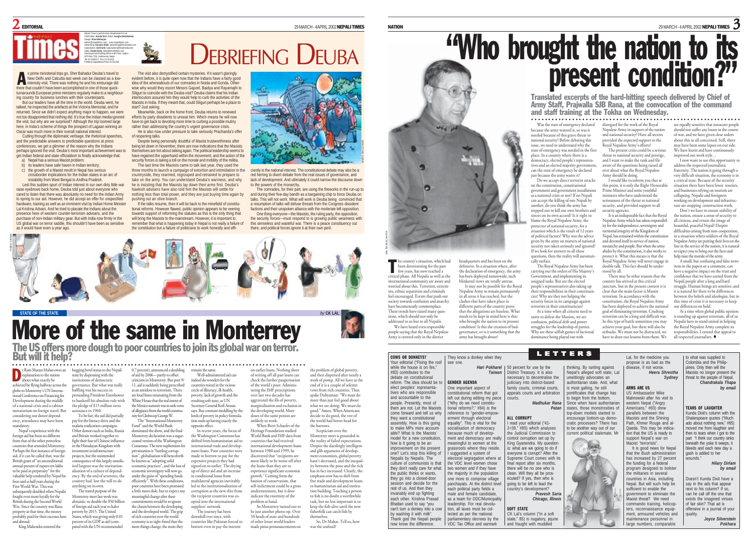# DEBRIEFING DEUBA

Nepali Times is published by Himalmedia Pvt Ltd, Chief Editor: Kunda Dixit Editor: Anagha Neelakantan Design: Kiran Maharjan editors@nepalitimes.com, www.nepalitimes.com Advertising: Sunaina Shah advertising@himalmedia.com Subscription: Anil Karki subscription@himalmedia.com Sales: Sudan Bista sales@himalmedia.com Sanchaya Kosh Building, Block A-4th Floor, Lalitpur GPO Box 7251, Kathmandu, Nepal Tel: 01-5543333-7, Fax: 01-521013 Printed at Jagadamba Press: 01-521393

As prime ministerial trips go, Sher Bahadur Deuba's travel to New Delhi and Calcutta last week can be classed as a low-intensity visit. There was nothing he and his entourage did there that couldn't have been accomplished in one of those quick-turnarounds European prime ministers regularly make to a neighbouring country for business lunches with their counterparts.

But our leaders have all the time in the world. Deuba went, he talked, he inspected the artefacts at the Victoria Memorial, and he returned. Since we didn't expect anything major to happen, we were not too disappointed that nothing did. It's true the Indian media ignored the visit, but why are we surprised? Although the trip loomed large here, in India's scheme of things the prospect of Lagaan winning an Oscar was much more in their overall national interest.

Cutting through the diplomatic verbiage, the rhetorical speeches, and the predictable answers to predictable questions at press conferences, we get a glimmer of the reason why the Indians perhaps ignored the visit. Deuba's most important achievement was to get Indian federal and state officialdom to finally acknowledge that:

a) Nepal has a serious Maoist problem;
b) its leaders have safe haven in Indian territory;
c) the growth of a Maoist revolt in Nepal has serious cross-border implications for the Indian states in an arc of instability from West Bengal to Andhra Pradesh.

Lest this sudden spurt of Indian interest in our own dirty little war raise eyebrows back home, Deuba told just about everyone who cared to listen that there was absolutely no need for the Indian Army to spring to our aid. However, he did accept an offer for unspecified hardware, training as well as an imminent visit by Indian Home Minister Lal Krishna Advani. And he tried to placate the Indians about the presence here of western counter-terrorism advisers, and the purchase of non-Indian military gear. But with India now firmly in the US global war on terror saddle, this shouldn't have been as sensitive as it would have even a year ago.

The visit also demystified certain mysteries. If it wasn't glaringly evident before, it is quite open now that the Indians have a fairly good idea of the whereabouts of our comrades in Noida and Gonda. Otherwise why would they escort Messrs Gajurel, Baidya and Rayamajhi to Siliguri to coincide with the Deuba visit? Deuba claims that his Indian interlocutors assured him they would help to curb the activities of the Maoists in India. If they meant that, could Siliguri perhaps be a place to start? Just asking.

Meanwhile, back on the home front, Deuba returns to renewed efforts by party dissidents to unseat him. Which means he will now have to get back to devoting more time to curbing a possible mutiny rather than addressing the country's urgent governance crisis.

He is also now under pressure to take seriously Prachanda's offer of reopening talks.

Despite being personally doubtful of Maoist trustworthiness after being let down in November, there are now indications that the Maoists themselves are hot about talking again. The political leadership seems to have regained the upperhand within the movement, and the action of the security forces is taking a toll on the morale and mobility of the militia.

The last time the Maoists came to talk last year, they used the three months to launch a campaign of extortion and intimidation in the countryside, they rearmed, regrouped and retrained to prepare to take on the army. You can understand Deuba's wariness, and why he is insisting that the Maoists lay down their arms first. Deuba's hawkish advisers have also told him the Maoists will settle for nothing less than total power, and they are just buying time again by pushing out an olive branch.

If the talks resume, then it will be back to the minefield of constitutional reforms. However flawed, public opinion appears to be veering towards support of reforming the statutes as this is the only thing that will bring the Maoists to the mainstream. However, it is important to remember that what is happening today in Nepal is not really a failure of the constitution but a failure of politicians to work honestly and efficiently in the national interest. The constitutional debate may also be a red herring to divert debate from the real issues of governance, and lack of development. And ultimately it could narrow the discourse down to the powers of the monarchy.

The comrades, for their part, are using the fireworks in the run-up to and during their five-day bandh as a bargaining chip to force Deuba on talks. This will not work. What will work is Deuba being convinced that a resumption of talks will defuse threats from the Congress dissident factions and their unspoken alliance with the moderate left opposition.

One thing everyone—the Maoists, the ruling party, the opposition, the security forces—must respond to is growing public weariness with this senseless and wasteful war. There is a peace constituency out there, and political forces ignore it at their own peril.

## STATE OF THE STATE

*by* CK LAL

# More of the same in Monterrey

### The US offers more dough to poor countries to join its global war on terror. But will it help?

Dr Ram Sharan Mahat owes an explanation to the nation about what exactly he achieved by flying halfway across the globe to Monterrey's UN International Conference on Financing for Development during the middle of a national crisis and a cabinet moratorium on foreign travel. But considering our donor dependency, attendance may have been mandatory.

Nepal's experience with the foreign aid has been no different from that of the other powerless countries that attended Monterrey. Perhaps the first instance of foreign aid, if it can be called that, was the British grant of "an unconditional annual present of rupees ten lakhs to be paid in perpetuity" for the valuable help rendered by Nepal for four-and-a-half years during the First World War. This was subsequently doubled when Nepalis fought even more loyally for the British during the Second World War. Since the country was Rana property at that time, the money probably paid for their excesses here and abroad.

King Mahendra restored the begging bowl status to the Nepali state by dispensing with the institutions of democratic governance. But what was really baffling was his success in persuading President Eisenhower to bankroll his absolute rule with the pledge of $15 million extra assistance in 1960.

To be fair, the aid did partially pay for the literacy drive and the malaria eradication campaigns. Other donors such as India, Russia and Britain worked together to fight their fear of Chinese influence in the Himalayan Kingdom with investment in infrastructure projects, but the unintended consequence of this largely unsolicited largesse was the institutionalisation of a culture of dependency. By the end of seventies, the country had lost the will to do anything on its own.

The stated purpose of the Monterrey meet last week was altruistic: to double the $50 billion of foreign aid each year to halve poverty by 2015. The United States, which was giving only 0.01 percent of its GDP as aid (compared with the UN recommended 0.7 percent), announced a doubling of aid by 2006—partly to offset criticism in Monterrey. But post 9/11, aid is suddenly being prescribed as an antidote to terrorism. There are loud hints emanating from the White House that the real intent of the Mexico summit was to seek vows of allegiance from the world community for Globocop George W.

The "International Monterrey Fund" and the World Bank dominated the show, and the final Monterrey declaration was a sugar-coated version of the Washington Consensus. The new euphemism for privatisation is "battling corruption", globalisation will henceforth be known as "adopting solid economic practices", and the loss of economic sovereignty will now go under the guise of "spending funds efficiently". With these conditions, poor countries have been promised a little more dole, but to expect any meaningful change after these commitments would be to ignore the chasm between the developing and the developed world. The grip of rich countries over the world economy is so tight-fisted that the more things change, the more they remain the same.

Well-administered aid can indeed do wonders for the countries mired in the vicious circle of illiteracy, ill-health, poverty, lack of growth and the resulting soft state, as UN Secretary General Kofi Annan says. But constant meddling by the lords of poverty in policy formulation ends up having exactly the opposite effect.

In recent years, the focus of the Washington Consensus has shifted from humanitarian aid to international trade and development loans. Poor countries were made to borrow to pay for the expensive projects they had signed on to earlier. The drying up of direct aid and an increase in conditional loans from multilateral agencies inevitably led to the institutionalisation of corruption as the new elite from the recipient countries was co-opted into the international suppliers' network.

The journey has been downhill ever since, with countries like Pakistan forced to borrow even to pay the interest on earlier loans. Nothing short of writing off all past loans can check the further pauperisation of the world's poor. Administering the IMF prescriptions over last two decades has aggravated the ills of poverty, marginalisation and exclusion in the developing world. More doses of the same potion are unlikely to work.

When Brett Schaefer of the Heritage Foundation studied World Bank and IMF data from countries that had received international development loans between 1980 and 1999, he discovered that "recipients are more likely to be worse off after the loans than they are to experience significant economic growth." Coming form the bastion of conservatism, that self-indictment could be a gross understatement, but it does indicate the enormity of the problem at hand.

So Monterrey turned out to be just another photo-op. Over 50 heads of state and hundreds of other lesser world leaders made pious pronouncements on the problem of global poverty, and then dispersed after nearly a week of pomp. All we have at the end of it is a couple of solemn vows from rich countries. Thus spake Dubyaman: "We must do more than just feel good about what we are doing. We must do good." Amen. When Americans decide to do good, the rest of the world had better head for the burrows.

Scepticism over the Monterrey meet is grounded in the reality of failed expectations. Despite the dazzlingly intelligent and glib arguments of development economists, global poverty hasn't decreased, and the inequality between the poor and the rich has in fact increased. Clearly, the emphasis now has to shift from free trade and development loans to humanitarian aid and institution building. Teaching a person to fish is no doubt a worthwhile task, but no less important is to keep the fish alive until the new fisherfolk can catch fish by themselves.

So, Dr Mahat. Tell us, how was the seafood?

# "Who brought the nation to its present condition?"

### Translated excerpts of the hard-hitting speech delivered by Chief of Army Staff, Prajwalla SJB Rana, at the convocation of the command and staff training at the Tokha on Wednesday.

The country's situation, which had been deteriorating for the past few years, has now reached a critical phase. All Nepalis as well as the international community are aware and worried about this. Terrorists, extremists, ethnic separatists and criminals feel encouraged. Events that push our society towards confusion and anarchy have becomememerely commonplace. These trends have raised many questions, which should not only be addressed to us but to all Nepalis.

We have heard even responsible people saying that the Royal Nepalese Army is centred only in the district headquarters and has been on the defensive. In a situation where, after the declaration of emergency, the army has been deployed nationwide, such blinkered views are totally untrue.

It may not be possible for the Royal Nepalese Army to remain permanently in all areas it has reached, but the clashes that have taken place in different parts of the country prove that the allegations are baseless. What needs to be kept in mind here is this: who brought the nation to its present condition? Is this the creation of bad-governance, or is it something that the army has brought about?

Was the state of emergency declared because the army wanted it, or was it needed because of this grave threat to national security? Before debating this issue, we need to understand why the state of emergency was needed in the first place. In a country where there is a democracy, elected people's representatives and an elected majority government, can the state of emergency be declared just because the army wants it?

Do we accept direct terrorist attacks on the constitution, constitutional government and government installations as a national crisis or not? If no Nepali can accept the killing of one Nepali by another, do you think the army has stepped out to kill our own brothers and sisters on its own accord? Is it right to blame the Royal Nepalese Army, the protector of national security, for a situation which is the result of 12 years of political factors? Why was the advice given by the army on matters of national security not taken seriously and ignored? If we look for answers to all these questions, then the reality will automatically surface.

The Royal Nepalese Army has been carrying out the orders of His Majesty's Government, and implementing its assigned tasks. But are the elected people's representatives also taking up their responsibilities in their constituencies? Why are they not helping the security forces in its campaign against terrorists in their constituencies?

At a time when all citizens need to unite to defeat the Maoists, we see confusion, political drift and power struggles for the leadership of parties. Why are these selfish games of factional dominance being played out with disregard for the work of the Royal Nepalese Army in support of the nation and national security? Have all sectors provided the expected support to the Royal Nepalese Army's efforts?

The present crisis could be a serious threat to national security and prestige, and I want to make the rank and file aware of the questions being raised all over about what the Royal Nepalese Army should be doing.

I would like to inform you that at this point, it is only the Right Honorable Prime Minister and some youthful ministers who have understood the seriousness of the threat to national security, and provided support to all security agencies.

It is an indisputable fact that the Royal Nepalese Army which has taken responsibility for the independence, sovereignty and territorial integrity of the Kingdom of Nepal, has remained within the constitution and devoted itself to service of nation, monarchy and people. But when the army abides by the constitution, it also works to protect it. What this means is that the Royal Nepalese Army will never engage in double talk. This fact should be understood by all.

There may be other reasons that the country has arrived at this critical juncture, but in the present context it is clear that the main factor is Maoist terrorism. In accordance with the constitution, the Royal Nepalese Army has been deployed to achieve the national goal of eliminating terrorism. Crushing terrorism can be a long and difficult war. In this type of battle sometimes you may achieve your goal, but there will also be setbacks. We must not be distracted, we have to draw our lessons from them. We are equally sensitive that innocent people should not suffer any losses in the course of war, and we have given clear orders about this to all concerned. Still, there may have been some lapses on our side. We have learnt and have continuously improved our work style…

I now want to use this opportunity to address the respected journalistic fraternity. The nation is going through a very difficult situation, the economy is in a critical state. Because of the security situation there have been fewer tourists, and businesses relying on tourism are collapsing. Nepalis and foreigners working on development and infrastructure are stopping construction work.

Don't we have to ensure stability of the nation, ensure a sense of security to all citizens, and return the image of beautiful, peaceful Nepal? Despite difficulties arising from non-cooperation, in a situation where soldiers of the Royal Nepalese Army are putting their lives on the line in the service of the nation, it is natural to expect you to bring out the facts and help raise the morale of the army.

A small, but confusing and false news item in the papers or a comment, can have a negative impact on the trust and confidence that we have earned from the Nepali people after a long and hard struggle. Human beings are sensitive, and it is natural for there to be differences between the beliefs and ideologies, but in this time of crisis it is necessary to keep our differences on hold.

At a time when global public opinion is standing up against terrorism, all of us Nepalis have to stand united in helping the Royal Nepalese Army complete its responsibilities. I extend that appeal to all respected journalists. ♦

## LETTERS

**COWS OR DONKEYS?**

Your editorial ("Fixing the roof while the house is on fire," #83) contributes to the debate on constitutional reform. The idea should be to elect peoples' representatives who are responsible and accountable to the people. Presently, most of them are not. Let the Maoists come forward and tell us why they want a constitutional assembly. How is this going to make MPs more accountable? What is the Maoists' model for a new constitution, how is it going to be an improvement on the present one? Let's stop this killing of Nepalis by Nepalis. The culture of communists is that they don't really care for what the public thinks or wants, they go into a closed-door session and decide for the rest of us. And then they invariably end up fighting each other. Krishna Prasad Bhattari used to say "you can't turn a donkey into a cow by washing it with milk". Thank god the Nepali people now know the difference. They know a donkey when they see one.

*Hari Pokharel*
*Taiwan*

**GENDER AGENDA**

One important aspect of constitutional reform that got left out during editing my piece ("Why do we need constitutional reforms?," #84) is the reference to "gender-empowerment through electoral equality". This is vital for the socialisation of democracy because much of development and democracy are really meaningful to women at the grassroots where they reside. I suggested a system of electoral segregation where at the VDC level women chose two women and if they have the majority in the population one more to comprise village panchayats. At the district level each political party fields a male and female candidate, as a team for DDC/Municipality leadership. For real devolution, all taxes must be collected as per the national parliamentary decrees by the VDC Tax Office and earmark 50 percent for use by the District Treasury. It is also necessary to decentralise the judiciary into district-based family courts, criminal courts, appeals courts and arbitration courts.

*Madhukar Rana*
*Patan*

**ALL CORRUPT**

I read your editorial ("41-2=39," #85) which analyses the Judicial Commission to control corruption set up by King Gyanendra. My question is: what are we going to do if everyone is corrupt? After the Supreme Court comes with its final report after six months, there will be no one who is clean. Will they all be prosecuted? If yes, then who is going to be left to lead the country's development?

*Pravesh Saria*
*Chicago, Illinois*

**SOFT STATE**

CK Lal's column ("In a soft state," 85) is nugatory, jejune and fraught with muddled thinking. By ranting against Nepal's alleged soft state, Lal unwittingly advocates an authoritarian state. And, what is most galling, he still pontificates that change has to begin from the bottom. Since when have authoritarian states, those monstrosities of top-down models started to encourage bottom-up democratic processes? There has to be another way out of our current political stalemate, Mr Lal, for the medicine you propose is as bad as the disease, if not worse.

*Heera Shrestha*
*Sydney*

**ARMS ARE US**

US Ambassador Mike Malinowski after his visit to western Nepal ("Angry Americans," #83) drew parallels between the Maoists and the Shining Path, Khmer Rouge and al-Qaeda. This may be indication that the US is ready to support Nepal's war on Maoist "terrorists".

It is good news for Nepal that the Bush administration has increased by 27 percent the funding for a federal program designed to bolster the militaries in several countries in Asia, including Nepal. But will such help be sufficient to enable the government to eliminate the Maoist threat? We need commando training, helicopters, reconnaissance equipment, armoured vehicles and maintenance personnel in large numbers, comparable to what was supplied to Colombia and the Philippines. Only then will the Maoists no longer present the threat to the people of Nepal.

*Chandrakala Thapa*
*by email*

**TEARS OF LAUGHTER**

Kunda Dixit's column with the Shakespeare quotes ("Much ado about nothing new," #85) moved me from laughter and then to tears when I got to the part "I think our country sinks beneath the yoke It weeps, it bleeds and each new day a gash is added to her wounds."

*Hilary Dirlam*
*by email*

Doesn't Kunda Dixit have a say in the ads that appear next to his column? If so, can he call off the one that extols the imagined virtues of fair skin? That ad is offensive in a journal of your quality.

*Joyce Silverstein*
*Pokhara*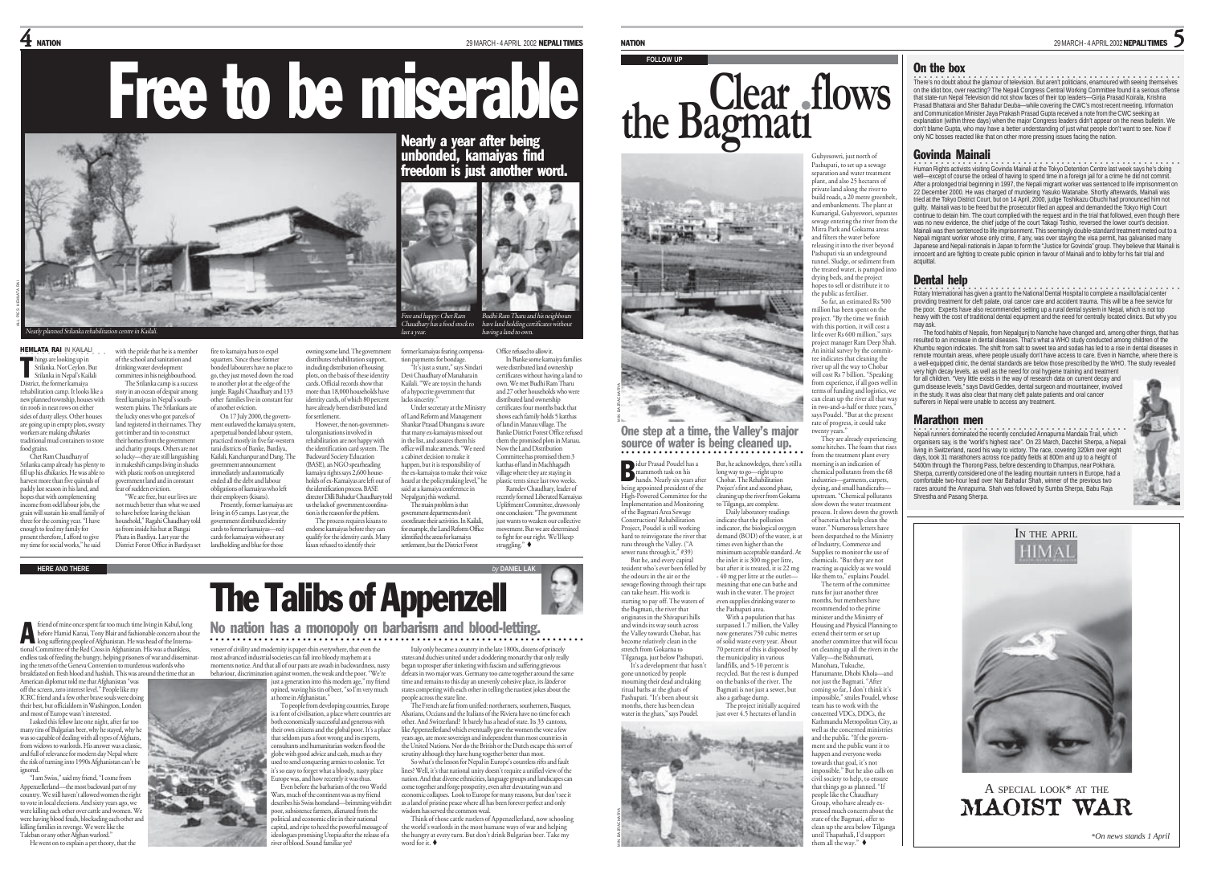# Free to be miserable

## Nearly a year after being unbonded, kamaiyas find freedom is just another word.

*Neatly planned Srilanka rehabilitation centre in Kailali.*

*Free and happy: Chet Ram Chaudhary has a food stock to last a year.*

*Budhi Ram Tharu and his neighbours have land holding certificates without having a land to own.*

**HEMLATA RAI** IN KAILALI

Things are looking up in Srilanka. Not Ceylon. But Srilanka in Nepal's Kailali District, the former kamaiya rehabilitation camp. It looks like a new planned township, houses with tin roofs in neat rows on either sides of dusty alleys. Other houses are going up in empty plots, sweaty workers are making *dhikaries* traditional mud containers to store food grains.

Chet Ram Chaudhary of Srilanka camp already has plenty to fill up his *dhikaries*. He was able to harvest more than five quintals of paddy last season in his land, and hopes that with complementing income from odd labour jobs, the grain will sustain his small family of three for the coming year. "I have enough to feed my family for present therefore, I afford to give my time for social works," he said with the pride that he is a member of the school and sanitation and drinking water development committees in his neighbourhood.

The Srilanka camp is a success story in an ocean of despair among freed kamaiyas in Nepal's south-western plains. The Srilankans are the lucky ones who got parcels of land registered in their names. They got timber and tin to construct their homes from the government and charity groups. Others are not so lucky—they are still languishing in makeshift camps living in shacks with plastic roofs on unregistered government land and in constant fear of sudden eviction.

"We are free, but our lives are not much better than what we used to have before leaving the kisan household," Ragahi Chaudhary told us from inside his hut at Bangai Phata in Bardiya. Last year the District Forest Office in Bardiya set fire to kamaiya huts to expel squatters. Since these former bonded labourers have no place to go, they just moved down the road to another plot at the edge of the jungle. Ragahi Chaudhary and 133 other families live in constant fear of another eviction.

On 17 July 2000, the government outlawed the kamaiya system, a perpetual bonded labour system, practiced mostly in five far-western tarai districts of Banke, Bardiya, Kailali, Kanchanpur and Dang. The government announcement immediately and automatically ended all the debt and labour obligations of kamaiyas who left their employers (kisans).

Presently, former kamaiyas are living in 65 camps. Last year, the government distributed identity cards to former kamaiyas—red cards for kamaiyas without any landholding and blue for those owning some land. The government distributes rehabilitation support, including distribution of housing plots, on the basis of these identity cards. Official records show that more than 18,000 households have identity cards, of which 80 percent have already been distributed land for settlement.

However, the non-governmental organisations involved in rehabilitation are not happy with the identification card system. The Backward Society Education (BASE), an NGO spearheading kamaiya rights says 2,600 households of ex-Kamaiyas are left out of the identification process. BASE director Dilli Bahadur Chaudhary told us the lack of government coordination is the reason for the prblem.

The process requires kisans to endorse kamaiyas before they can qualify for the identity cards. Many kisan refused to identify their former kamaiyas fearing compensation payments for bondage.

"It's just a stunt," says Sindari Devi Chaudhary of Manahara in Kailali. "We are toys in the hands of a hypocrite government that lacks sincerity."

Under secretary at the Ministry of Land Reform and Management Shankar Prasad Dhungana is aware that many ex-kamaiyas missed out in the list, and assures them his office will make amends. "We need a cabinet decision to make it happen, but it is responsibility of the ex-kamaiyas to make their voice heard at the policymaking level," he said at a kamaiya conference in Nepalganj this weekend.

The main problem is that government departments don't coordinate their activities. In Kailali, for example, the Land Reform Office identified the areas for kamaiya settlement, but the District Forest Office refused to allow it.

In Banke some kamaiya families were distributed land ownership certificates without having a land to own. We met Budhi Ram Tharu and 27 other households who were distributed land ownership certificates four months back that shows each family holds 5 katthas of land in Manau village. The Banke District Forest Office refused them the promised plots in Manau. Now the Land Distribution Committee has promised them 3 katthas of land in Machhagadh village where they are staying in plastic tents since last two weeks.

Ramdev Chaudhary, leader of recently formed Liberated Kamaiyas Upliftment Committee, draws only one conclusion: "The government just wants to weaken our collective movement. But we are determined to fight for our right. We'll keep struggling." ♦

---

HERE AND THERE *by* **DANIEL LAK**

# The Talibs of Appenzell

## No nation has a monopoly on barbarism and blood-letting.

A friend of mine once spent far too much time living in Kabul, long before Hamid Karzai, Tony Blair and fashionable concern about the long suffering people of Afghanistan. He was head of the International Committee of the Red Cross in Afghanistan. His was a thankless, endless task of feeding the hungry, helping prisoners of war and disseminating the tenets of the Geneva Convention to murderous warlords who breakfasted on fresh blood and hashish. This was around the time that an American diplomat told me that Afghanistan "was off the screen, zero interest level." People like my ICRC friend and a few other brave souls were doing their best, but officialdom in Washington, London and most of Europe wasn't interested.

I asked this fellow late one night, after far too many tins of Bulgarian beer, why he stayed, why he was so capable of dealing with all types of Afghans, from widows to warlords. His answer was a classic, and full of relevance for modern day Nepal where the risk of turning into 1990s Afghanistan can't be ignored.

"I am Swiss," said my friend, "I come from Appenzellerland—the most backward part of my country. We still haven't allowed women the right to vote in local elections. And sixty years ago, we were killing each other over cattle and women. We were having blood feuds, blockading each other and killing families in revenge. We were like the Taleban or any other Afghan warlord."

He went on to explain a pet theory, that the veneer of civility and modernity is paper-thin everywhere, that even the most advanced industrial societies can fall into bloody mayhem at a moments notice. And that all of our pasts are awash in backwardness, nasty behaviour, discrimination against women, the weak and the poor. "We're just a generation into this modern age," my friend opined, waving his tin of beer, "so I'm very much at home in Afghanistan."

To people from developing countries, Europe is a font of civilisation, a place where countries are both economically successful and generous with their own citizens and the global poor. It's a place that seldom puts a foot wrong and its experts, consultants and humanitarian workers flood the globe with good advice and cash, much as they used to send conquering armies to colonise. Yet it's so easy to forget what a bloody, nasty place Europe was, and how recently it was thus.

Even before the barbarism of the two World Wars, much of the continent was as my friend describes his Swiss homeland—brimming with dirt poor, subsistence farmers, alienated from the political and economic elite in their national capital, and ripe to heed the powerful message of ideologues promising Utopia after the release of a river of blood. Sound familiar yet?

Italy only became a country in the late 1800s, dozens of princely states and duchies united under a doddering monarchy that only really began to prosper after tinkering with fascism and suffering grievous defeats in two major wars. Germany too came together around the same time and remains to this day an unevenly cohesive place, its *länder* or states competing with each other in telling the nastiest jokes about the people across the state line.

The French are far from unified: northerners, southerners, Basques, Alsatians, Occians and the Italians of the Riviera have no time for each other. And Switzerland? It barely has a head of state. Its 33 cantons, like Appenzellerland which eventually gave the women the vote a few years ago, are more sovereign and independent than most countries in the United Nations. Nor do the British or the Dutch escape this sort of scrutiny although they have hung together better than most.

So what's the lesson for Nepal in Europe's countless rifts and fault lines? Well, it's that national unity doesn't require a unified view of the nation. And that diverse ethnicities, language groups and landscapes can come together and forge prosperity, even after devastating wars and economic collapses. Look to Europe for many reasons, but don't see it as a land of pristine peace where all has been forever perfect and only wisdom has served the common weal.

Think of those cattle rustlers of Appenzellerland, now schooling the world's warlords in the most humane ways of war and helping the hungry at every turn. But don't drink Bulgarian beer. Take my word for it. ♦

---

FOLLOW UP

# Clear flows the Bagmati

## One step at a time, the Valley's major source of water is being cleaned up.

Bidur Prasad Poudel has a mammoth task on his hands. Nearly six years after being appointed president of the High-Powered Committee for the Implementation and Monitoring of the Bagmati Area Sewage Construction/ Rehabilitation Project, Poudel is still working hard to reinvigorate the river that runs through the Valley. ("A sewer runs through it," #39)

But he, and every capital resident who's ever been felled by the odours in the air or the sewage flowing through their taps can take heart. His work is starting to pay off. The waters of the Bagmati, the river that originates in the Shivapuri hills and winds its way south across the Valley towards Chobar, has become relatively clean in the stretch from Gokarna to Tilganga, just below Pashupati.

It's a development that hasn't gone unnoticed by people mourning their dead and taking ritual baths at the ghats of Pashupati. "It's been about six months, there has been clean water in the ghats," says Poudel. But, he acknowledges, there's still a long way to go—right up to Chobar. The Rehabilitation Project's first and second phase, cleaning up the river from Gokarna to Tilganga, are complete.

Daily laboratory readings indicate that the pollution indicator, the biological oxygen demand (BOD) of the water, is at times even higher than the minimum acceptable standard. At the inlet it is 300 mg per litre, but after it is treated, it is 22 mg - 40 mg per litre at the outlet—meaning that one can bathe and wash in the water. The project even supplies drinking water to the Pashupati area.

With a population that has surpassed 1.7 million, the Valley now generates 750 cubic metres of solid waste every year. About 70 percent of this is disposed by the municipality in various landfills, and 5-10 percent is recycled. But the rest is dumped on the banks of the river. The Bagmati is not just a sewer, but also a garbage dump.

The project initially acquired just over 4.5 hectares of land in Guhyeswori, just north of Pashupati, to set up a sewage separation and water treatment plant, and also 25 hectares of private land along the river to build roads, a 20 metre greenbelt, and embankments. The plant at Kumarigal, Guhyeswori, separates sewage entering the river from the Mitra Park and Gokarna areas and filters the water before releasing it into the river beyond Pashupati via an underground tunnel. Sludge, or sediment from the treated water, is pumped into drying beds, and the project hopes to sell or distribute it to the public as fertiliser.

So far, an estimated Rs 500 million has been spent on the project. "By the time we finish with this portion, it will cost a little over Rs 600 million," says project manager Ram Deep Shah. An initial survey by the committee indicates that cleaning the river up all the way to Chobar will cost Rs 7 billion. "Speaking from experience, if all goes well in terms of funding and logistics, we can clean up the river all that way in two-and-a-half or three years," says Poudel. "But at the present rate of progress, it could take twenty years."

They are already experiencing some hitches. The foam that rises from the treatment plant every morning is an indication of chemical pollutants from the 68 industries—garments, carpets, dyeing, and small handicrafts—upstream. "Chemical pollutants slow down the water treatment process. It slows down the growth of bacteria that help clean the water." Numerous letters have been dispatched to the Ministry of Industry, Commerce and Supplies to monitor the use of chemicals. "But they are not reacting as quickly as we would like them to," explains Poudel.

The term of the committee runs for just another three months, but members have recommended to the prime minister and the Ministry of Housing and Physical Planning to extend their term or set up another committee that will focus on cleaning up all the rivers in the Valley—the Bishnumati, Manohara, Tukuche, Hanumante, Dhobi Khola—and not just the Bagmati. "After coming so far, I don't think it's impossible," smiles Poudel, whose team has to work with the concerned VDCs, DDCs, the Kathmandu Metropolitan City, as well as the concerned ministries and the public. "If the government and the public want it to happen and everyone works towards that goal, it's not impossible." But he also calls on civil society to help, to ensure that things go as planned. "If people like the Chaudhary Group, who have already expressed much concern about the state of the Bagmati, offer to clean up the area below Tilganga until Thapathali, I'd support them all the way." ♦

---

## On the box

There's no doubt about the glamour of television. But aren't politicians, enamoured with seeing themselves on the idiot box, over reacting? The Nepali Congress Central Working Committee found it a serious offense that state-run Nepal Television did not show faces of their top leaders—Girija Prasad Koirala, Krishna Prasad Bhattarai and Sher Bahadur Deuba—while covering the CWC's most recent meeting. Information and Communication Minister Jaya Prakash Prasad Gupta received a note from the CWC seeking an explanation (within three days) when the major Congress leaders didn't appear on the news bulletin. We don't blame Gupta, who may have a better understanding of just what people don't want to see. Now if only NC bosses reacted like that on other more pressing issues facing the nation.

## Govinda Mainali

Human Rights activists visiting Govinda Mainali at the Tokyo Detention Centre last week says he's doing well—except of course the ordeal of having to spend time in a foreign jail for a crime he did not commit. After a prolonged trial beginning in 1997, the Nepali migrant worker was sentenced to life imprisonment on 22 December 2000. He was charged of murdering Yasuko Watanabe. Shortly afterwards, Mainali was tried at the Tokyo District Court, but on 14 April, 2000, judge Toshikazu Obuchi had pronounced him not guilty. Mainali was to be freed but the prosecutor filed an appeal and demanded the Tokyo High Court continue to detain him. The court complied with the request and in the trial that followed, even though there was no new evidence, the chief judge of the court Takagi Toshio, reversed the lower court's decision. Mainali was then sentenced to life imprisonment. This seemingly double-standard treatment meted out to a Nepali migrant worker whose only crime, if any, was over staying the visa permit, has galvanised many Japanese and Nepali nationals in Japan to form the "Justice for Govinda" group. They believe that Mainali is innocent and are fighting to create public opinion in favour of Mainali and to lobby for his fair trial and acquittal.

## Dental help

Rotary International has given a grant to the National Dental Hospital to complete a maxillofacial center providing treatment for cleft palate, oral cancer care and accident trauma. This will be a free service for the poor. Experts have also recommended setting up a rural dental system in Nepal, which is not top heavy with the cost of traditional dental equipment and the need for centrally located clinics. But why you may ask.

The food habits of Nepalis, from Nepalgunj to Namche have changed and, among other things, that has resulted to an increase in dental diseases. That's what a WHO study conducted among children of the Khumbu region indicates. The shift from salt to sweet tea and sodas has led to a rise in dental diseases in remote mountain areas, where people usually don't have access to care. Even in Namche, where there is a well-equipped clinic, the dental standards are below those prescribed by the WHO. The study revealed very high decay levels, as well as the need for oral hygiene training and treatment for all children. "Very little exists in the way of research data on current decay and gum disease levels," says David Geddes, dental surgeon and mountaineer, involved in the study. It was also clear that many cleft palate patients and oral cancer sufferers in Nepal were unable to access any treatment.

## Marathon men

Nepali runners dominated the recently concluded Annapurna Mandala Trail, which organisers say, is the "world's highest race". On 23 March, Dacchiri Sherpa, a Nepali living in Switzerland, raced his way to victory. The race, covering 320km over eight days, took 31 marathoners across rice paddy fields at 800m and up to a height of 5400m through the Thorong Pass, before descending to Dhampus, near Pokhara. Sherpa, currently considered one of the leading mountain runners in Europe, had a comfortable two-hour lead over Nar Bahadur Shah, winner of the previous two races around the Annapurna. Shah was followed by Sumba Sherpa, Babu Raja Shrestha and Pasang Sherpa.

---

IN THE APRIL HIMAL

A SPECIAL LOOK* AT THE MAOIST WAR

*On news stands 1 April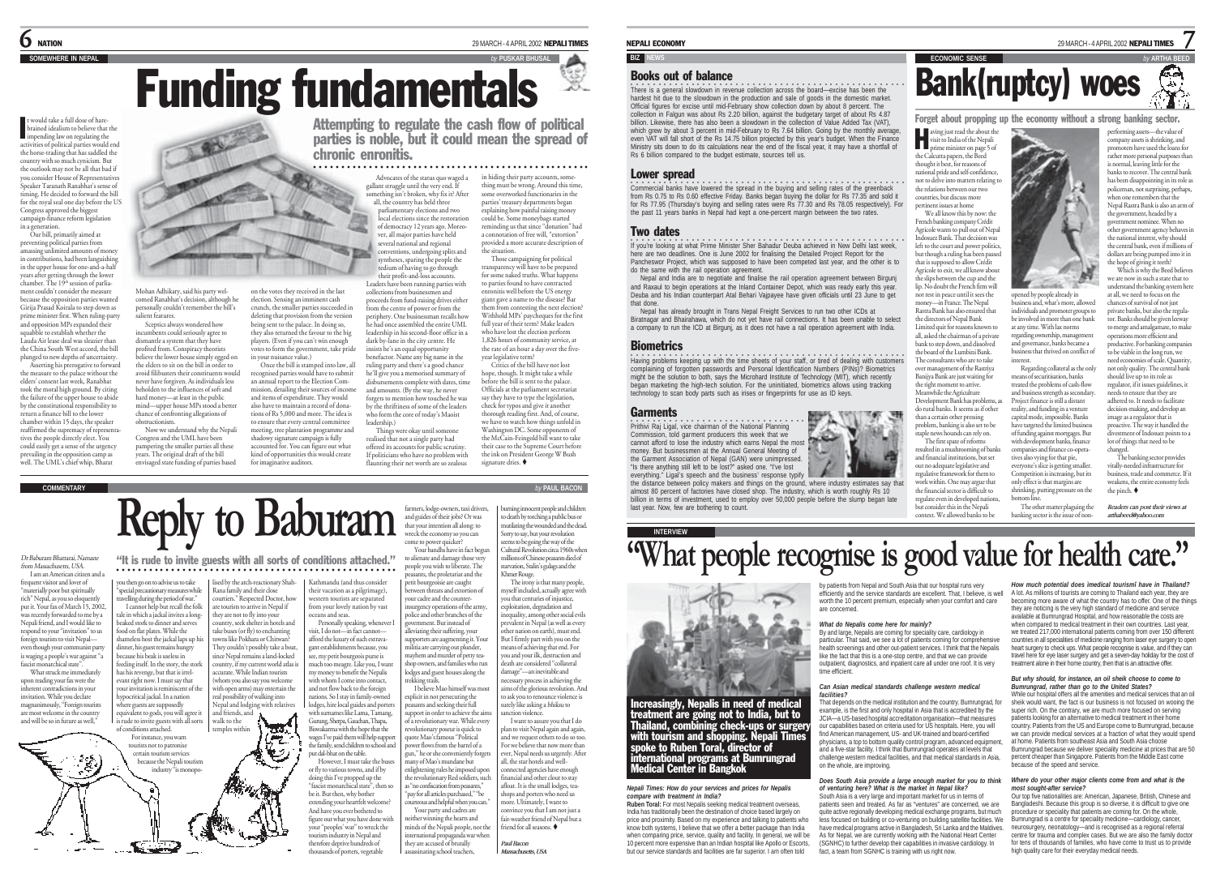## SOMEWHERE IN NEPAL

*by* **PUSKAR BHUSAL**

# Funding fundamentals

### Attempting to regulate the cash flow of political parties is noble, but it could mean the spread of chronic enronitis.

It would take a full dose of hare-brained idealism to believe that the impending law on regulating the activities of political parties would end the horse-trading that has saddled the country with so much cynicism. But the outlook may not be all that bad if you consider House of Representatives Speaker Taranath Ranabhat's sense of timing. He decided to forward the bill for the royal seal one day before the US Congress approved the biggest campaign-finance reform legislation in a generation.

Our bill, primarily aimed at preventing political parties from amassing unlimited amounts of money in contributions, had been languishing in the upper house for one-and-a-half years after getting through the lower chamber. The 19th session of parliament couldn't consider the measure because the opposition parties wanted Girija Prasad Koirala to step down as prime minister first. When ruling-party and opposition MPs expanded their squabble to establish whether the Lauda Air lease deal was sleazier than the China South West accord, the bill plunged to new depths of uncertainty.

Asserting his prerogative to forward the measure to the palace without the elders' consent last week, Ranabhat took the moral high ground. By citing the failure of the upper house to abide by the constitutional responsibility to return a finance bill to the lower chamber within 15 days, the speaker reaffirmed the supremacy of representatives the people directly elect. You could easily get a sense of the urgency prevailing in the opposition camp as well. The UML's chief whip, Bharat Mohan Adhikary, said his party welcomed Ranabhat's decision, although he personally couldn't remember the bill's salient features.

Sceptics always wondered how incumbents could seriously agree to dismantle a system that they have profited from. Conspiracy theorists believe the lower house simply egged on the elders to sit on the bill in order to avoid filibusters their constituents would never have forgiven. As individuals less beholden to the influences of soft and hard money—at least in the public mind—upper house MPs stood a better chance of confronting allegations of obstructionism.

Now we understand why the Nepali Congress and the UML have been pampering the smaller parties all these years. The original draft of the bill envisaged state funding of parties based on the votes they received in the last election. Sensing an imminent cash crunch, the smaller parties succeeded in deleting that provision from the version being sent to the palace. In doing so, they also returned the favour to the big players. (Even if you can't win enough votes to form the government, take pride in your nuisance value.)

Once the bill is stamped into law, all recognised parties would have to submit an annual report to the Election Commission, detailing their sources of income and items of expenditure. They would also have to maintain a record of donations of Rs 5,000 and more. The idea is to ensure that every central committee meeting, tree plantation programme and shadowy signature campaign is fully accounted for. You can figure out what kind of opportunities this would create for imaginative auditors.

Advocates of the status quo waged a gallant struggle until the very end. If something isn't broken, why fix it? After all, the country has held three parliamentary elections and two local elections since the restoration of democracy 12 years ago. Moreover, all major parties have held several national and regional conventions, undergoing splits and syntheses, sparing the people the tedium of having to go through their profit-and-loss accounts. Leaders have been running parties with collections from businessmen and proceeds from fund-raising drives either from the centre of power or from the periphery. One businessman recalls how he had once assembled the entire UML leadership in his second-floor office in a dark by-lane in the city centre. He insists he's an equal opportunity benefactor. Name any big name in the ruling party and there's a good chance he'll give you a memorised summary of disbursements complete with dates, time and amounts. (By the way, he never forgets to mention how touched he was by the thriftiness of some of the leaders who form the core of today's Maoist leadership.)

Things were okay until someone realised that not a single party had offered its accounts for public scrutiny. If politicians who have no problem with flaunting their net worth are so zealous in hiding their party accounts, something must be wrong. Around this time, some overworked functionaries in the parties' treasury departments began explaining how painful raising money could be. Some moneybags started reminding us that since "donation" had a connotation of free will, "extortion" provided a more accurate description of the situation.

Those campaigning for political transparency will have to be prepared for some naked truths. What happens to parties found to have contracted enronitis well before the US energy giant gave a name to the disease? Bar them from contesting the next election? Withhold MPs' paychesques for the first full year of their term? Make leaders who have lost the election perform 1,826 hours of community service, at the rate of an hour a day over the five-year legislative term?

Critics of the bill have not lost hope, though. It might take a while before the bill is sent to the palace. Officials at the parliament secretariat say they have to type the legislation, check for typos and give it another thorough reading first. And, of course, we have to watch how things unfold in Washington DC. Some opponents of the McCain-Feingold bill want to take their case to the Supreme Court before the ink on President George W Bush signature dries. ♦

## COMMENTARY

*by* **PAUL BACON**

# Reply to Baburam

### "It is rude to invite guests with all sorts of conditions attached."

*Dr Baburam Bhattarai, Namaste from Massachusetts, USA.*

I am an American citizen and a frequent visitor and lover of "materially poor but spiritually rich" Nepal, as you so eloquently put it. Your fax of March 15, 2002, was recently forwarded to me by a Nepali friend, and I would like to respond to your "invitation" to us foreign tourists to visit Nepal—even though your communist party is waging a people's war against "a fascist monarchical state".

What struck me immediately upon reading your fax were the inherent contradictions in your invitation. While you declare magnanimously, "Foreign tourists are most welcome in the country and will be so in future as well," you then go on to advise us to take "special precautionary measures while travelling during the period of war."

I cannot help but recall the folk tale in which a jackal invites a long-beaked stork to dinner and serves food on flat plates. While the shameless host the jackal laps up his dinner, his guest remains hungry because his beak is useless in feeding itself. In the story, the stork has his revenge, but that is irrelevant right now. I must say that your invitation is reminiscent of the hypocritical jackal. In a nation where guests are supposedly equivalent to gods, you will agree it is rude to invite guests with all sorts of conditions attached.

For instance, you warn tourists not to patronise certain tourism services because the Nepali tourism industry "is monopolised by the arch-reactionary Shah-Rana family and their close courtiers." Respected Doctor, how are tourists to arrive in Nepal if they are not to fly into your country, seek shelter in hotels and take buses (or fly) to enchanting towns like Pokhara or Chitwan? They couldn't possibly take a boat, since Nepal remains a land-locked country, if my current world atlas is accurate. While Indian tourists (whom you also say you welcome with open arms) may entertain the real possibility of walking into Nepal and lodging with relatives and friends, and walk to the temples within Kathmandu (and thus consider their vacation as a pilgrimage), western tourists are separated from your lovely nation by vast oceans and seas.

Personally speaking, whenever I visit, I do not—in fact cannot—afford the luxury of such extravagant establishments because, you see, my petit bourgeois purse is much too meagre. Like you, I want my money to benefit the Nepalis with whom I come into contact, and not flow back to the foreign nations. So I stay in family-owned lodges, hire local guides and porters with surnames like Lama, Tamang, Gurung, Sherpa, Gauchan, Thapa, Biswakarma with the hope that the wages I've paid them will help support the family, send children to school and put dal-bhat on the table.

However, I must take the buses or fly to various towns, and if by doing this I've propped up the "fascist monarchical state", then so be it. But then, why bother extending your heartfelt welcome? And have you ever bothered to figure out what you have done with your "people's war" to wreck the tourism industry in Nepal and therefore deprive hundreds of thousands of porters, vegetable farmers, lodge-owners, taxi drivers, and guides of their jobs? Or was that your intention all along: to wreck the economy so you can come to power quicker?

Your bandhs have in fact begun to alienate and damage those very people you wish to liberate. The peasants, the proletariat and the petit bourgeoisie are caught between threats and extortion of your cadre and the counter-insurgency operations of the army, police and other branches of the government. But instead of alleviating their suffering, your supporters are augmenting it. Your militia are carrying out plunder, mayhem and murder of petty teashop owners, and families who run lodges and guest houses along the trekking trails.

I believe Mao himself was most explicit in not persecuting the peasants and seeking their full support in order to achieve the aims of a revolutionary war. While every revolutionary poseur is quick to quote Mao's famous "Political power flows from the barrel of a gun," he or she conveniently forgets many of Mao's mundane but enlightening rules he imposed upon the revolutionary Red soldiers, such as "no confiscation from peasants," "pay for all articles purchased," "be courteous and helpful when you can."

Your party and cadres are neither winning the hearts and minds of the Nepali people, nor the international propaganda war when they are accused of brutally assassinating school teachers, burning innocent people and children to death by torching a public bus or mutilating the wounded and the dead. Sorry to say, but your revolution seems to be going the way of the Cultural Revolution circa 1960s when millions of Chinese peasants died of starvation, Stalin's gulags and the Khmer Rouge.

The irony is that many people, myself included, actually agree with you that centuries of injustice, exploitation, degradation and inequality, among other social evils prevalent in Nepal (as well as every other nation on earth), must end. But I firmly part with you on the means of achieving that end. For you and your ilk, destruction and death are considered "collateral damage"—an inevitable and necessary process in achieving the aims of the glorious revolution. And to ask you to renounce violence is surely like asking a *bhikksu* to sanction violence.

I want to assure you that I do plan to visit Nepal again and again, and we request others to do so too. For we believe that now more than ever, Nepal needs us urgently. After all, the star hotels and well-connected agencies have enough financial and other clout to stay afloat. It is the small lodges, teashops and porters who need us more. Ultimately, I want to convince you that I am not just a fair-weather friend of Nepal but a friend for all seasons. ♦

*Paul Bacon*
*Massachusetts, USA*

## NEPALI ECONOMY

## BIZ NEWS

### Books out of balance

There is a general slowdown in revenue collection across the board—excise has been the hardest hit due to the slowdown in the production and sale of goods in the domestic market. Official figures for excise until mid-February show collection down by about 8 percent. The collection in Falgun was about Rs 2.20 billion, against the budgetary target of about Rs 4.87 billion. Likewise, there has also been a slowdown in the collection of Value Added Tax (VAT), which grew by about 3 percent in mid-February to Rs 7.64 billion. Going by the monthly average, even VAT will fall short of the Rs 14.75 billion projected by this year's budget. When the Finance Ministry sits down to do its calculations near the end of the fiscal year, it may have a shortfall of Rs 6 billion compared to the budget estimate, sources tell us.

### Lower spread

Commercial banks have lowered the spread in the buying and selling rates of the greenback from Rs 0.75 to Rs 0.60 effective Friday. Banks began buying the dollar for Rs 77.35 and sold it for Rs 77.95 (Thursday's buying and selling rates were Rs 77.30 and Rs 78.05 respectively). For the past 11 years banks in Nepal had kept a one-percent margin between the two rates.

### Two dates

If you're looking at what Prime Minister Sher Bahadur Deuba achieved in New Delhi last week, here are two deadlines. One is June 2002 for finalising the Detailed Project Report for the Pancheswor Project, which was supposed to have been competed last year, and the other is to do the same with the rail operation agreement.

Nepal and India are to negotiate and finalise the rail operation agreement between Birgunj and Raxaul to begin operations at the Inland Container Depot, which was ready early this year. Deuba and his Indian counterpart Atal Behari Vajpayee have given officials until 23 June to get that done.

Nepal has already brought in Trans Nepal Freight Services to run two other ICDs at Biratnagar and Bhairahawa, which do not yet have rail connections. It has been unable to select a company to run the ICD at Birgunj, as it does not have a rail operation agreement with India.

### Biometrics

Having problems keeping up with the time sheets of your staff, or tired of dealing with customers complaining of forgotten passwords and Personal Identification Numbers (PINs)? Biometrics might be the solution to both, says the Microhard Institute of Technology (MIT), which recently began marketing the high-tech solution. For the uninitiated, biometrics allows using tracking technology to scan body parts such as irises or fingerprints for use as ID keys.

### Garments

Prithivi Raj Ligal, vice chairman of the National Planning Commission, told garment producers this week that we cannot afford to lose the industry which earns Nepal the most money. But businessmen at the Annual General Meeting of the Garment Association of Nepal (GAN) were unimpressed. "Is there anything still left to be lost?" asked one. "I've lost everything." Ligal's speech and the business' response typify the distance between policy makers and things on the ground, where industry estimates say that almost 80 percent of factories have closed shop. The industry, which is worth roughly Rs 10 billion in terms of investment, used to employ over 50,000 people before the slump began late last year. Now, few are bothering to count.

## ECONOMIC SENSE

*by* **ARTHA BEED**

# Bank(ruptcy) woes

### Forget about propping up the economy without a strong banking sector.

Having just read the about the visit to India of the Nepali prime minister on page 5 of the Calcutta papers, the Beed thought it best, for reasons of national pride and self-confidence, not to delve into matters relating to the relations between our two countries, but discuss more pertinent issues at home.

We all know this by now: the French banking company Crédit Agricole wants to pull out of Nepal Indosuez Bank. That decision was left to the court and power politics, but though a ruling has been passed that is supposed to allow Crédit Agricole to exit, we all know about the slips between the cup and the lip. No doubt the French firm will not rest in peace until it sees the money—in France. The Nepal Rastra Bank has also ensured that the directors of Nepal Bank Limited quit for reasons known to all, asked the chairman of a private bank to step down, and dissolved the board of the Lumbini Bank. The consultants who are to take over management of the Rastriya Banijya Bank are just waiting for the right moment to arrive. Meanwhile the Agriculture Development Bank has problems, as do rural banks. It seems as if other than a certain other pressing problem, banking is also set to be staple news hounds can rely on.

The first spate of reforms resulted in a mushrooming of banks and financial institutions, but set out no adequate legislative and regulative framework for them to work within. One may argue that the financial sector is difficult to regulate even in developed nations, but consider this in the Nepali context. We allowed banks to be opened by people already in business and, what's more, allowed individuals and promoter groups to be involved in more than one bank at any time. With lax norms regarding ownership, management and governance, banks became a business that thrived on conflict of interest.

Regarding collateral as the only means of securitisation, banks treated the problems of cash-flow and business strength as secondary. Project finance is still a distant reality, and funding in a venture capital mode, impossible. Banks have targeted the limited business of funding against mortgages. But with development banks, finance companies and finance co-operatives also vying for that pie, everyone's slice is getting smaller. Competition is increasing, but its only effect is that margins are shrinking, putting pressure on the bottom line.

The other matter plaguing the banking sector is the issue of non-performing assets—the value of company assets is shrinking, and promoters have used the loans for rather more personal purposes than is normal, leaving little for the banks to recover. The central bank has been disappointing in its role as policeman, not surprising, perhaps, when one remembers that the Nepal Rastra Bank is also an arm of the government, headed by a government nominee. When no other government agency behaves in the national interest, why should the central bank, even if millions of dollars are being pumped into it in the hope of giving it teeth?

Which is why the Beed believes we are now in such a state that to understand the banking system here at all, we need to focus on the chances of survival of not just private banks, but also the regulator. Banks should be given leeway to merge and amalgamate, to make operations more efficient and productive. For banking companies to be viable in the long run, we need economies of scale. Quantity, not only quality. The central bank should live up to its role as regulator, if it issues guidelines, it needs to ensure that they are adhered to. It needs to facilitate decision-making, and develop an image as a regulator that is proactive. The way it handled the divestment of Indosuez points to a lot of things that need to be changed.

The banking sector provides vitally-needed infrastructure for business, trade and commerce. If it weakens, the entire economy feels the pinch. ♦

*Readers can post their views at arthabeed@yahoo.com*

## INTERVIEW

# "What people recognise is good value for health care."

**Increasingly, Nepalis in need of medical treatment are going not to India, but to Thailand, combining check-ups or surgery with tourism and shopping. Nepali Times spoke to Ruben Toral, director of international programs at Bumrungrad Medical Center in Bangkok**

***Nepali Times: How do your services and prices for Nepalis compare with treatment in India?***

**Ruben Toral:** For most Nepalis seeking medical treatment overseas, India has traditionally been the destination of choice based largely on price and proximity. Based on my experience and talking to patients who know both systems, I believe that we offer a better package than India when comparing price, service, quality and facility. In general, we will be 10 percent more expensive than an Indian hospital like Apollo or Escorts, but our service standards and facilities are far superior. I am often told by patients from Nepal and South Asia that our hospital runs very efficiently and the service standards are excellent. That, I believe, is well worth the 10 percent premium, especially when your comfort and care are concerned.

***What do Nepalis come here for mainly?***

By and large, Nepalis are coming for speciality care, cardiology in particular. That said, we see a lot of patients coming for comprehensive health screenings and other out-patient services. I think that the Nepalis like the fact that this is a one-stop centre, and that we can provide outpatient, diagnostics, and inpatient care all under one roof. It is very time efficient.

***Can Asian medical standards challenge western medical facilities?***

That depends on the medical institution and the country. Bumrungrad, for example, is the first and only hospital in Asia that is accredited by the JCIA—a US-based hospital accreditation organisation—that measures our capabilities based on criteria used for US hospitals. Here, you will find American management, US- and UK-trained and board-certified physicians, a top to bottom quality control program, advanced equipment, and a five-star facility. I think that Bumrungrad operates at levels that challenge western medical facilities, and that medical standards in Asia, on the whole, are improving.

***Does South Asia provide a large enough market for you to think of venturing here? What is the market in Nepal like?***

South Asia is a very large and important market for us in terms of patients seen and treated. As far as "ventures" are concerned, we are quite active regionally developing medical exchange programs, but much less focused on building or co-venturing on building satellite facilities. We have medical programs active in Bangladesh, Sri Lanka and the Maldives. As for Nepal, we are currently working with the National Heart Center (SGNHC) to further develop their capabilities in invasive cardiology. In fact, a team from SGNHC is training with us right now.

***How much potential does imedical tourismi have in Thailand?***

A lot. As millions of tourists are coming to Thailand each year, they are becoming more aware of what the country has to offer. One of the things they are noticing is the very high standard of medicine and service available at Bumrungrad Hospital, and how reasonable the costs are when compared to medical treatment in their own countries. Last year, we treated 217,000 international patients coming from over 150 different countries in all specialities of medicine ranging from laser eye surgery to open heart surgery to check ups. What people recognise is value, and if they can travel here for eye laser surgery and get a seven-day holiday for the cost of treatment alone in their home country, then that is an attractive offer.

***But why should, for instance, an oil sheik choose to come to Bumrungrad, rather than go to the United States?***

While our hospital offers all the amenities and medical services that an oil sheik would want, the fact is our business is not focused on wooing the super rich. On the contrary, we are much more focused on serving patients looking for an alternative to medical treatment in their home country. Patients from the US and Europe come to Bumrungrad, because we can provide medical services at a fraction of what they would spend at home. Patients from southeast Asia and South Asia choose Bumrungrad because we deliver speciality medicine at prices that are 50 percent cheaper than Singapore. Patients from the Middle East come because of the speed and service.

***Where do your other major clients come from and what is the most sought-after service?***

Our top five nationalities are: American, Japanese, British, Chinese and Bangladeshi. Because this group is so diverse, it is difficult to give one procedure or speciality that patients are coming for. On the whole, Bumrungrad is a centre for speciality medicine—cardiology, cancer, neurosurgery, neonatology—and is recognised as a regional referral centre for trauma and complex cases. But we are also the family doctor for tens of thousands of families, who have come to trust us to provide high quality care for their everyday medical needs.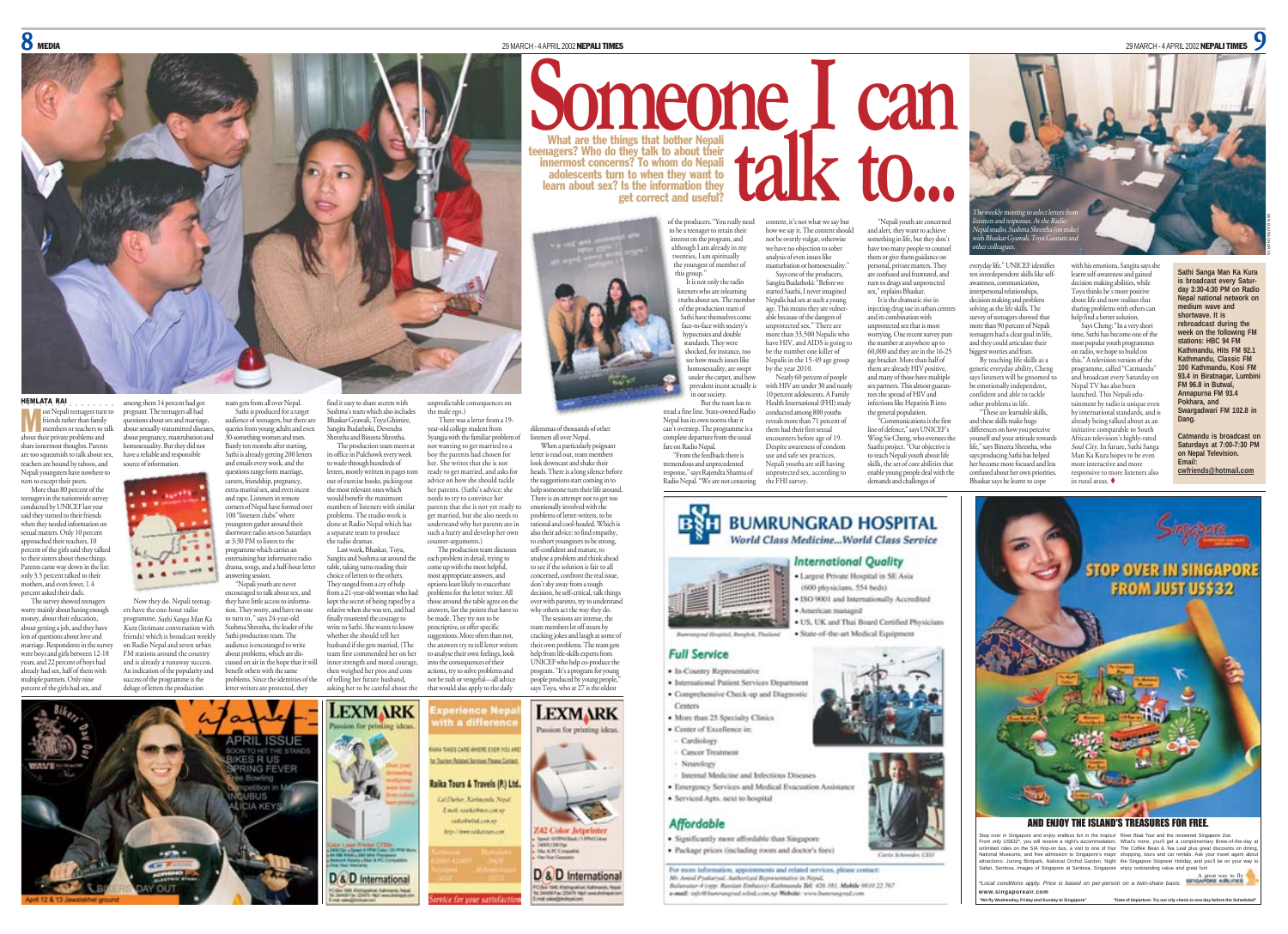# Someone I can talk to...

**What are the things that bother Nepali teenagers? Who do they talk to about their innermost concerns? To whom do Nepali adolescents turn to when they want to learn about sex? Is the information they get correct and useful?**

**HEMLATA RAI**

Most Nepali teenagers turn to friends rather than family members or teachers to talk about their private problems and share innermost thoughts. Parents are too squeamish to talk about sex, teachers are bound by taboos, and Nepali youngsters have nowhere to turn to except their peers.

More than 80 percent of the teenagers in the nationwide survey conducted by UNICEF last year said they turned to their friends when they needed information on sexual matters. Only 10 percent approached their teachers, 10 percent of the girls said they talked to their sisters about these things. Parents came way down in the list: only 3.5 percent talked to their mothers, and even fewer, 1.4 percent asked their dads.

The survey showed teenagers worry mainly about having enough money, about their education, about getting a job, and they have lots of questions about love and marriage. Respondents in the survey were boys and girls between 12-18 years, and 22 percent of boys had already had sex, half of them with multiple partners. Only nine percent of the girls had sex, and among them 14 percent had got pregnant. The teenagers all had questions about sex and marriage, about sexually-transmitted diseases, about pregnancy, masturbation and homosexuality. But they did not have a reliable and responsible source of information.

Now they do. Nepali teenagers have the one-hour radio programme, *Sathi Sanga Man Ka Kura* (Intimate conversation with friends) which is broadcast weekly on Radio Nepal and seven urban FM stations around the country and is already a runaway success. An indication of the popularity and success of the programme is the deluge of letters the production team gets from all over Nepal.

Sathi is produced for a target audience of teenagers, but there are queries from young adults and even 30-something women and men. Barely ten months after starting, Sathi is already getting 200 letters and emails every week, and the questions range form marriage, careers, friendship, pregnancy, extra-marital sex, and even incest and rape. Listeners in remote corners of Nepal have formed over 100 "listeners clubs" where youngsters gather around their shortwave radio sets on Saturdays at 3:30 PM to listen to the programme which carries an entertaining but informative radio drama, songs, and a half-hour letter answering session.

"Nepali youth are never encouraged to talk about sex, and they have little access to information. They worry, and have no one to turn to," says 24-year-old Sushma Shrestha, the leader of the Sathi production team. The audience is encouraged to write about problems, which are discussed on air in the hope that it will benefit others with the same problems. Since the identities of the letter writers are protected, they find it easy to share secrets with Sushma's team which also includes Bhaskar Gyawali, Toya Ghimire, Sangita Budathoki, Devendra Shrestha and Bineeta Shrestha.

The production team meets at its office in Pulchowk every week to wade through hundreds of letters, mostly written in pages torn out of exercise books, picking out the most relevant ones which would benefit the maximum numbers of listeners with similar problems. The studio work is done at Radio Nepal which has a separate team to produce the radio dramas.

Last week, Bhaskar, Toya, Sangita and Sushma sat around the table, taking turns reading their choice of letters to the others. They ranged from a cry of help from a 21-year-old woman who had kept the secret of being raped by a relative when she was ten, and had finally mustered the courage to write to Sathi. She wants to know whether she should tell her husband if she gets married. (The team first commended her on her inner strength and moral courage, then weighed her pros and cons of telling her future husband, asking her to be careful about the unpredictable consequences on the male ego.)

There was a letter from a 19-year-old college student from Syangja with the familiar problem of not wanting to get married to a boy the parents had chosen for her. She writes that she is not ready to get married, and asks for advice on how she should tackle her parents. (Sathi's advice: she needs to try to convince her parents that she is not yet ready to get married, but she also needs to understand why her parents are in such a hurry and develop her own counter-arguments.)

The production team discusses each problem in detail, trying to come up with the most helpful, most appropriate answers, and options least likely to exacerbate problems for the letter writer. All those around the table agree on the answers, list the points that have to be made. They try not to be prescriptive, or offer specific suggestions. More often than not, the answers try to tell letter writers to analyse their own feelings, look into the consequences of their actions, try to solve problems and not be rash or vengeful—all advice that would also apply to the daily dilemmas of thousands of other listeners all over Nepal.

When a particularly poignant letter is read out, team members look downcast and shake their heads. There is a long silence before the suggestions start coming in to help someone turn their life around. There is an attempt not to get too emotionally involved with the problems of letter-writers, to be rational and cool-headed. Which is also their advice: to find empathy, to exhort youngsters to be strong, self-confident and mature, to analyse a problem and think ahead to see if the solution is fair to all concerned, confront the real issue, don't shy away from a tough decision, be self-critical, talk things over with parents, try to understand why others act the way they do.

The sessions are intense, the team members let off steam by cracking jokes and laugh at some of their own problems. The team gets help from life-skills experts from UNICEF who help co-produce the program. "It's a program for young people produced by young people," says Toya, who at 27 is the oldest of the producers. "You really need to be a teenager to retain their interest on the program, and although I am already in my twenties, I am spiritually the youngest of member of this group."

It is not only the radio listeners who are relearning truths about sex. The member of the production team of Sathi have themselves come face-to-face with society's hypocrisies and double standards. They were shocked, for instance, too see how much issues like homosexuality, are swept under the carpet, and how prevalent incest actually is in our society.

But the team has to tread a fine line. State-owned Radio Nepal has its own norms that it can't overstep. The programme is a complete departure from the usual fare on Radio Nepal.

"From the feedback there is tremendous and unprecedented response," says Rajendra Sharma of Radio Nepal. "We are not censoring content, it's not what we say but how we say it. The content should not be overtly vulgar, otherwise we have no objection to sober analysis of even issues like masturbation or homosexuality."

Says one of the producers, Sangita Budathoki: "Before we started Saathi, I never imagined Nepalis had sex at such a young age. This means they are vulnerable because of the dangers of unprotected sex." There are more than 33,500 Nepalis who have HIV, and AIDS is going to be the number one killer of Nepalis in the 15-49 age group by the year 2010.

Nearly 60 percent of people with HIV are under 30 and nearly 10 percent adolescents. A Family Health International (FHI) study conducted among 800 youths reveals more than 71 percent of them had had their first sexual encounters before age of 19. Despite awareness of condom use and safe sex practices, Nepali youths are still having unprotected sex, according to the FHI survey.

"Nepali youths are concerned and alert, they want to achieve something in life, but they don't have too many people to counsel them or give them guidance on personal, private matters. They are confused and frustrated, and turn to drugs and unprotected sex," explains Bhaskar.

It is the dramatic rise in injecting drug use in urban centres and its combination with unprotected sex that is most worrying. One recent survey puts the number at anywhere up to 60,000 and they are in the 16-25 age bracket. More than half of them are already HIV positive, and many of those have multiple sex partners. This almost guarantees the spread of HIV and infections like Hepatitis B into the general population.

"Communications is the first line of defence," says UNICEF's Wing Sie Cheng, who oversees the Saathi project. "Our objective is to teach Nepali youth about life skills, the set of core abilities that enable young people deal with the demands and challenges of everyday life." UNICEF identifies ten interdependent skills like self-awareness, communication, interpersonal relationships, decision making and problem solving as the life skills. The survey of teenagers showed that more than 90 percent of Nepali teenagers had a clear goal in life, and they could articulate their biggest worries and fears.

By teaching life skills as a generic everyday ability, Cheng says listeners will be groomed to be emotionally independent, confident and able to tackle other problems in life.

"These are learnable skills, and these skills make huge differences on how you perceive yourself and your attitude towards life," says Bineeta Shrestha, who says producing Sathi has helped her become more focused and less confused about her own priorities. Bhaskar says he learnt to cope with his emotions, Sangita says she learnt self-awareness and gained decision making abilities, while Toya thinks he's more positive about life and now realises that sharing problems with others can help find a better solution.

Says Cheng: "In a very short time, Sathi has become one of the most popular youth programmes on radio, we hope to build on this." A television version of the programme, called "Catmandu" and broadcast every Saturday on Nepal TV has also been launched. This Nepali edutainment by radio is unique even by international standards, and is already being talked about as an initiative comparable to South African television's highly-rated *Soul City*. In future, Sathi Sanga Man Ka Kura hopes to be even more interactive and more responsive to more listeners also in rural areas. ♦

*The weekly meeting to select letters from listeners and responses. At the Radio Nepal studio, Sushma Shrestha (on mike) with Bhaskar Gyawali, Toya Gautam and other colleagues.*

**Sathi Sanga Man Ka Kura is broadcast every Saturday 3:30-4:30 PM on Radio Nepal national network on medium wave and shortwave. It is rebroadcast during the week on the following FM stations: HBC 94 FM Kathmandu, Hits FM 92.1 Kathmandu, Classic FM 100 Kathmandu, Kosi FM 93.4 in Biratnagar, Lumbini FM 96.8 in Butwal, Annapurna FM 93.4 Pokhara, and Swargadwari FM 102.8 in Dang.**

**Catmandu is broadcast on Saturdays at 7:00-7:30 PM on Nepal Television. Email: cwfriends@hotmail.com**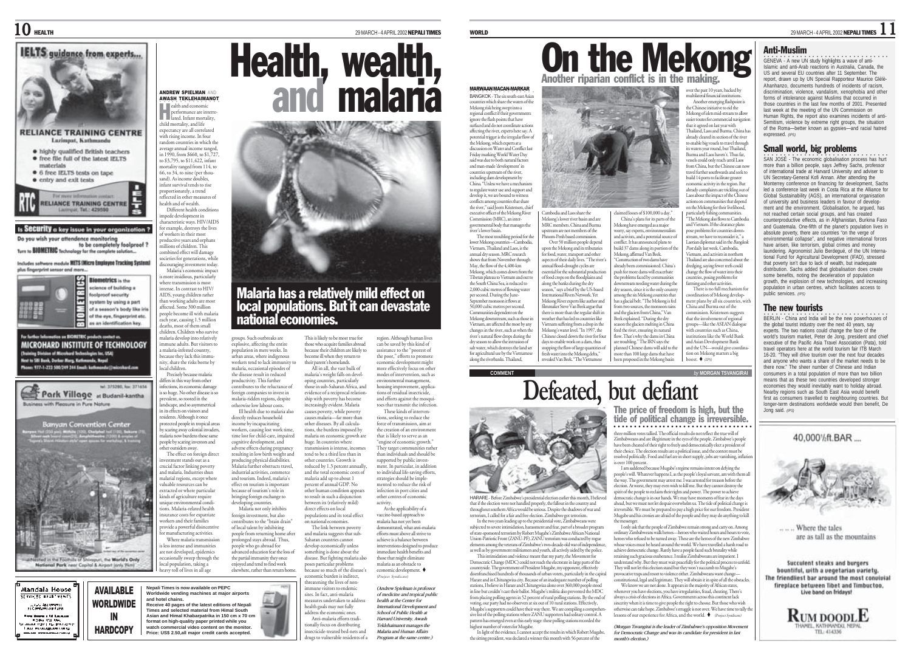# Health, wealth, and malaria

**ANDREW SPIELMAN** AND **AWASH TEKLEHAIMANOT**

Health and economic performance are interrelated. Infant mortality, child mortality, and life expectancy are all correlated with rising income. In four random countries in which the average annual income ranged, in 1990, from $660, to $1,727, to $3,795, to $11,422, infant mortality ranged from 114, to 66, to 34, to nine (per thousand). As income doubles, infant survival tends to rise proportionately, a trend reflected in other measures of health and of wealth.

Different health conditions impede development in characteristic ways. HIV/AIDS for example, destroys the lives of workers in their most productive years and orphans millions of children. This combined effect will damage societies for generations, while discouraging investment today.

Malaria's economic impact is more insidious, particularly where transmission is most intense. In contrast to HIV/AIDS, young children rather than working adults are most affected. Some 300 million people become ill with malaria each year, causing 1.5 million deaths, most of them small children. Children who survive malaria develop into relatively immune adults. But visitors to a malaria-infested country, because they lack this immunity, share the risks borne by local children.

Precisely because malaria differs in this way from other infections, its economic damage is so huge. No other disease is so prevalent, so rooted in the landscape, and so asymmetrical in its effects on visitors and residents. Although it once protected people in tropical areas by scaring away colonial invaders, malaria now burdens those same people by scaring investors and other outsiders away.

The effect on foreign direct investment stands out as a crucial factor linking poverty and malaria. Industries shun malarial regions, except where valuable resources can be extracted or where particular kinds of agriculture require unique environmental conditions. Malaria-related health insurance costs for expatriate workers and their families provide a powerful disincentive for manufacturing activities.

Where malaria transmission is less intense and immunities are not developed, epidemics occasionally sweep through the local population, taking a heavy toll of lives in all age groups. Such outbreaks are explosive, affecting the entire population in mere weeks. In urban areas, where indigenous workers tend to lack immunity to malaria, occasional episodes of the disease result in reduced productivity. This further contributes to the reluctance of foreign companies to invest in malaria-ridden regions, despite otherwise low labour costs.

Ill health due to malaria also directly reduces household income by incapacitating workers, causing lost work time, time lost for child-care, impaired cognitive development, and adverse effects during pregnancy resulting in low birth weight and producing physical disabilities. Malaria further obstructs travel, industrial activities, commerce and tourism. Indeed, malaria's effect on tourism is important because of tourism's role in bringing foreign exchange to developing countries.

Malaria not only inhibits foreign investment, but also contributes to the "brain drain" of local talent by inhibiting people from returning home after prolonged stays abroad. Thus, people who go abroad for advanced education fear the loss of the partial immunity they once enjoyed and tend to find work elsewhere, rather than return home. This is likely to be most true for those who acquire families abroad because their children are likely to become ill when they return to their parent's homelands.

## Malaria has a relatively mild effect on local populations. But it can devastate national economies.

All in all, the vast bulk of malaria's weight falls on developing countries, particularly those in sub-Saharan Africa, and evidence of a reciprocal relationship with poverty has become increasingly evident. Malaria causes poverty, while poverty causes malaria—far more than other diseases. By all calculations, the burdens imposed by malaria on economic growth are huge. In countries where transmission is intense, incomes tend to be a third less than in other countries. Growth is reduced by 1.3 percent annually, and the total economic costs of malaria add up to about 1 percent of annual GDP. No other human condition appears to result in such a disjunction between its (relatively mild) direct effects on local populations and its total effect on national economies.

The link between poverty and malaria suggests that sub-Saharan countries cannot develop economically unless something is done about the disease. But fighting malaria also poses particular problems because so much of the disease's economic burden is indirect, threatening the lives of non-immune visitors to endemic sites. In fact, anti-malaria measures undertaken to address health goals may not fully address the economic ones.

Anti-malaria efforts traditionally focus on distributing insecticide-treated bed-nets and drugs to vulnerable residents of a region. Although human lives can be saved by this kind of assistance to the "poorest of the poor," efforts to promote economic development might more effectively focus on other modes of intervention, such as environmental management, housing improvement, applications of residual insecticide, and efforts against the mosquitoes that transmit the infection.

These kinds of interventions, seeking to reduce the force of transmission, aim at the creation of an environment that is likely to serve as an "engine of economic growth." They target communities rather than individuals and should be supported by public investment. In particular, in addition to individual life-saving efforts, strategies should be implemented to reduce the risk of infection in port cities and other centres of economic activity.

As the applicability of a vaccine-based approach to malaria has not yet been demonstrated, what anti-malaria efforts must above all strive to achieve is a balance between interventions designed to produce immediate health benefits and those that might eliminate malaria as an obstacle to economic development. ♦ *(Project Syndicate)*

*(Andrew Spielman is professor of medicine and tropical public health at the Center for International Development and School of Public Health at Harvard University. Awash Teklehaimanot manages the Malaria and Human Affairs Program at the same centre.)*

# On the Mekong
## Another riparian conflict is in the making.

**MARWAAN MACAN-MARKAR**

BANGKOK - The six south-east Asian countries which share the waters of the Mekong risk being swept into a regional conflict if their governments ignore the flash points that have surfaced and do not coordinate actions affecting the river, experts here say. A potential trigger is the irregular flow of the Mekong, which experts at a discussion on Water and Conflict last Friday marking World Water Day said was due to both natural factors and man-made 'development' in countries upstream of the river, including dam development by China. "Unless we have a mechanism to regulate water use and support and develop it, we are bound to witness conflicts among countries that share the river," said Joern Kristensen, chief executive officer of the Mekong River Commission (MRC), an inter-governmental body that manages the river's lower basin.

The most troubling period for the lower Mekong countries—Cambodia, Vietnam, Thailand and Laos, is the annual dry season. MRC research shows that from November through May, the flow of the 4,400-km Mekong, which comes down from the Tibetan plateau to Vietnam and out to the South China Sea, is reduced to 2,000 cubic metres of flowing water per second. During the June-September monsoon it flows at 50,000 cubic metres per second. Communities dependent on the Mekong downstream, such as those in Vietnam, are affected the most by any changes in the river, such as when the river's natural flow drops during the dry season to allow the intrusion of salt water, which destroys the land set for agricultural use by the Vietnamese along the riverbanks. Thailand, Cambodia and Laos share the Mekong's lower river basin and are MRC members. China and Burma upstream are not members of the Phnom-Penh based commission.

Over 50 million people depend upon the Mekong and its tributaries for food, water, transport and other aspects of their daily lives. "The river's annual flood-drought cycles are essential for the substantial production of food crops on the floodplains and along the banks during the dry season," says a brief by the US-based International Rivers Network. Yet Mekong River experts like author and filmmaker Steve Van Beek argue that there is more than the regular shift in weather that has led to countries like Vietnam suffering from a drop in the Mekong's water level. "In 1997, the Chinese closed down the river for four days to enable work on a dam, thus stopping the flow of large quantities of fresh water into the Mekong delta," revealed Van Beek. "The Vietnamese claimed losses of $100,000 a day."

China's plans for its parts of the Mekong have emerged as a major worry, say experts, environmentalists and activists, and a potential source of conflict. It has announced plans to build 37 dams along its portion of the Mekong, affirmed Van Beek. "Construction of two dams have already been commissioned. China's push for more dams will exacerbate the problems faced by communities downstream needing water during the dry season, since it is the only country among the six Mekong countries that has a glacial belt. "The Mekong is fed from two sources, the monsoon rains and the glaciers from China," Van Beek explained. "During the dry season the glaciers melting in China feed the river, ensuring its natural flow. That's why the dams in China are troubling." The IRN says the planned Chinese dams will add to the more than 100 large dams that have been proposed in the Mekong basin over the past 10 years, backed by multilateral financial institutions.

Another emerging flashpoint is the Chinese initiative to rid the Mekong of islets mid-stream to allow easier routes for commercial navigation that it agreed on last year with Thailand, Laos and Burma. China has already cleared its section of the river to enable big vessels to travel through its waters year round, but Thailand, Burma and Laos haven't. Thus far, vessels could only reach until Laos from China, but the Chinese can now travel further southwards and seek to build 14 ports to facilitate greater economic activity in the region. But already complaints are trickling out of Laos about the impact of the Chinese actions on communities that depend on the Mekong for their livelihood, particularly fishing communities. "The Mekong also flows to Cambodia and Vietnam. If the clearance plans pose problems for countries downstream, we have to reconsider it," a Laotian diplomat said in the *Bangkok Post* daily last week. Cambodia, Vietnam, and activists in northern Thailand are also concerned about the dredging, saying fewer reefs could change the flow of water into their countries, posing problems for farming and other activities.

There is no full mechanism for coordination of Mekong development plans by all six countries, with China and Burma out of the commission. Kristensen suggests that the involvement of regional groups—like the ASEAN dialogue with countries such as China, institutions like the World Bank and Asian Development Bank and the UN—would give coordination on Mekong matters a big boost. ♦ *(IPS)*

# Defeated, but defiant

COMMENT *by* MORGAN TSVANGIRAI

### The price of freedom is high, but the tide of political change is irreversible.

HARARE - Before Zimbabwe's presidential election earlier this month, I believed that if the election were not handled properly, the fallout in the country and throughout southern Africa would be serious. Despite the shadows of war and terrorism, I called for a fair and free election. Zimbabwe got terrorism.

In the two years leading up to the presidential vote, Zimbabweans were subjected to severe intimidation, harassment and fear, part of a broader program of state-sponsored terrorism by Robert Mugabe's Zimbabwe African National Union-Patriotic Front (ZANU-PF). ZANU terrorism was conducted by rogue elements among the veterans of Zimbabwe's two-decade-old war of independence, as well as by government militiamen and youth, all actively aided by the police.

This intimidation and violence meant that my party, the Movement for Democratic Change (MDC) could not reach the electorate in large parts of the countryside. The government of President Mugabe, my opponent, effectively disenfranchised hundreds of thousands of urban voters, particularly in the capital Harare and in Chitungwiza city. Because of an inadequate number of polling stations, I believe in Harare and Chitungwiza alone over 360,000 people stood in line but couldn't cast their ballot. Mugabe's militia also prevented the MDC from placing polling agents in 52 percent of rural polling stations. By the end of voting, our party had no observers at six out of 10 rural stations. Effectively, Mugabe's supporters could have their way there. We are compiling a comprehensive list of the polling stations where ZANU supporters had solitary control. A pattern has emerged even at this early stage: these polling stations recorded the highest number of votes for Mugabe.

In light of the evidence, I cannot accept the results in which Robert Mugabe, the sitting president, was declared a winner this month with 56 percent of the three million votes tallied. The official results do not reflect the true will of Zimbabweans and are illegitimate in the eyes of the people. Zimbabwe's people have been cheated of their right to freely and democratically elect a president of their choice. The election results are a political issue, and the contest must be resolved politically. Food and fuel are in short supply, jobs are vanishing, inflation is over 100 percent.

I am saddened because Mugabe's regime remains intent on defying the people's will. Whatever happens I, as the people's loyal servant, am with them all the way. The government may arrest me. I was arrested for treason before the election. At worst, they may even wish to kill me. But they cannot destroy the spirit of the people to reclaim their rights and power. The power to achieve democratic change is in our hands. We may have moments of fear in the days ahead, but we must not let despair overwhelm us. The tide of political change is irreversible. We must be prepared to pay a high price for our freedom. President Mugabe and his cronies are afraid of the people and they may do anything to kill the messenger.

I only ask that the people of Zimbabwe remain strong and carry on. Among ordinary Zimbabweans walk heroes—heroes who waited hours and hours to vote, heroes who refused to be turned away. These are the heroes of the new Zimbabwe whose voices must be heard around the world. We have travelled a harsh road to achieve democratic change. Rarely have a people faced such brutality while retaining such gracious exuberance. I realise Zimbabweans are impatient. I understand why. But they must wait peacefully for the political process to unfold. They will not let this election stand but they won't succumb to Mugabe's provocative traps and resort to violence either. Zimbabweans want change—constitutional, legal and legitimate. They will obtain it in spite of all the obstacles.

We know we are not alone. It appears in the majority of African states, whenever you have elections, you have irregularities, fraud, cheating. There's always a crisis of elections in Africa. Governments across this continent lack sincerity when it is time to give people the right to choose. But those who wish otherwise can take hope. Zimbabwe's struggle is not over. We have time to tally the lessons of our experience for Africa, and the world. ♦ *(Project Syndicate)*

*(Morgan Tsvangirai is the leader of Zimbabwe's opposition Movement for Democratic Change and was its candidate for president in last month's election.)*

## Anti-Muslim

GENEVA - A new UN study highlights a wave of anti-Islamic and anti-Arab reactions in Australia, Canada, the US and several EU countries after 11 September. The report, drawn up by UN Special Rapporteur Maurice Glèlè-Ahanhanzo, documents hundreds of incidents of racism, discrimination, violence, vandalism, xenophobia and other forms of intolerance against Muslims that occurred in those countries in the last few months of 2001. Presented last week at the meeting of the UN Commission on Human Rights, the report also examines incidents of anti-Semitism, violence by extreme right groups, the situation of the Roma—better known as gypsies—and racial hatred expressed. *(IPS)*

## Small world, big problems

SAN JOSÉ - The economic globalisation process has hurt more than a billion people, says Jeffrey Sachs, professor of international trade at Harvard University and adviser to UN Secretary-General Kofi Annan. After attending the Monterrey conference on financing for development, Sachs led a conference last week in Costa Rica at the Alliance for Global Sustainability (AGS), an international organisation of university and business leaders in favour of development and the environment. Globalisation, he argued, has not reached certain social groups, and has created counterproductive effects, as in Afghanistan, Burkina Faso and Guatemala. One-fifth of the planet's population lives in absolute poverty, there are countries "on the verge of environmental collapse", and negative international forces have arisen, like terrorism, global crimes and money laundering. Agronomist Julio Berdegué, of the UN International Fund for Agricultural Development (IFAD), stressed that poverty isn't due to lack of wealth, but inadequate distribution. Sachs added that globalisation does create some benefits, noting the deceleration of population growth, the explosion of new technologies, and increasing population in urban centres, which facilitates access to public services. *(IPS)*

## The new tourists

BERLIN - China and India will be the new powerhouses of the global tourist industry over the next 40 years, say experts. The two nations could change the face of the world's tourism market, Peter de Jong, president and chief executive of the Pacific Asia Travel Association (Pata), told travel operators here at the world tourism fair ITB March 16-20. "They will drive tourism over the next four decades and anyone who wants a share of the market needs to be there now." The sheer number of Chinese and Indian consumers in a total population of more than two billion means that as these two countries developed stronger economies they would inevitably want to holiday abroad. Nearby regions such as South East Asia would benefit first as consumers travelled to neighbouring countries. But longer-term destinations worldwide would then benefit, De Jong said. *(IPS)*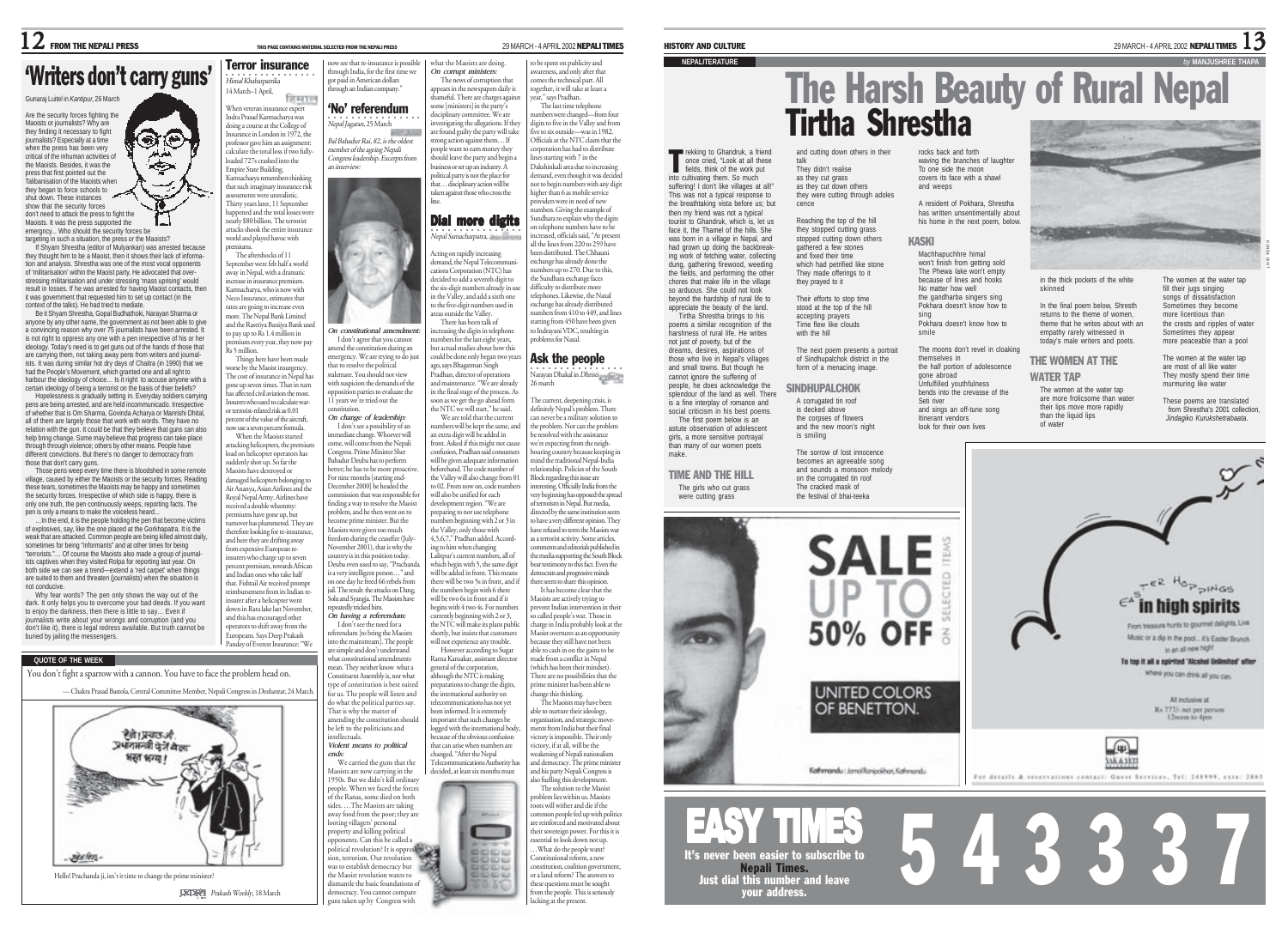# 'Writers don't carry guns'

Gunaraj Luitel in *Kantipur*, 26 March

Are the security forces fighting the Maoists or journalists? Why are they finding it necessary to fight journalists? Especially at a time when the press has been very critical of the inhuman activities of the Maoists. Besides, it was the press that first pointed out the Talibanisation of the Maoists when they began to force schools to shut down. These instances show that the security forces don't need to attack the press to fight the Maoists. It was the press supported the emergency... Who should the security forces be targeting in such a situation, the press or the Maoists?

If Shyam Shrestha (editor of Mulyankan) was arrested because they thought him to be a Maoist, then it shows their lack of information and analysis. Shrestha was one of the most vocal opponents of 'militarisation' within the Maoist party. He advocated that over-stressing militarisation and under stressing 'mass uprising' would result in losses. If he was arrested for having Maoist contacts, then it was government that requested him to set up contact (in the context of the talks). He had tried to mediate.

Be it Shyam Shrestha, Gopal Budhathoki, Narayan Sharma or anyone by any other name, the government as not been able to give a convincing reason why over 75 journalists have been arrested. It is not right to oppress any one with a pen irrespective of his or her ideology. Today's need is to get guns out of the hands of those that are carrying them, not taking away pens from writers and journalists. It was during similar hot dry days of Chaitra (in 1990) that we had the People's Movement, which granted one and all right to harbour the ideology of choice... Is it right to accuse anyone with a certain ideology of being a terrorist on the basis of their beliefs?

Hopelessness is gradually setting in. Everyday soldiers carrying pens are being arrested, and are held incommunicado. Irrespective of whether that is Om Sharma, Govinda Acharya or Manrishi Dhital, all of them are largely those that work with words. They have no relation with the gun. It could be that they believe that guns can also help bring change. Some may believe that progress can take place through through violence; others by other means. People have different convictions. But there's no danger to democracy from those that don't carry guns.

Those pens weep every time there is bloodshed in some remote village, caused by either the Maoists or the security forces. Reading these tears, sometimes the Maoists may be happy and sometimes the security forces. Irrespective of which side is happy, there is only one truth, the pen continuously weeps, reporting facts. The pen is only a means to make the voiceless heard...

...In the end, it is the people holding the pen that become victims of explosives, say, like the one placed at the Gorkhapatra. It is the weak that are attacked. Common people are being killed almost daily, sometimes for being "informants" and at other times for being "terrorists."... Of course the Maoists also made a group of journalists captives when they visited Rolpa for reporting last year. On both side we can see a trend—extend a 'red carpet' when things are suited to them and threaten (journalists) when the situation is not conducive.

Why fear words? The pen only shows the way out of the dark. It only helps you to overcome your bad deeds. If you want to enjoy the darkness, then there is little to say... Even if journalists write about your wrongs and corruption (and you don't like it), there is legal redress available. But truth cannot be buried by jailing the messengers.

## QUOTE OF THE WEEK

You don't fight a sparrow with a cannon. You have to face the problem head on.

— Chakra Prasad Bastola, Central Committee Member, Nepali Congress in *Deshantar*, 24 March.

Hello! Prachanda ji, isn't it time to change the prime minister?

*Prakash Weekly*, 18 March

# Terror insurance

*Himal Khabarpatrika*
14 March–1 April,

When veteran insurance expert Indra Prasad Karmacharya was doing a course at the College of Insurance in London in 1972, the professor gave him an assignment: calculate the total loss if two fully-loaded 727s crashed into the Empire State Building. Karmacharya remembers thinking that such imaginary insurance risk assessments were unrealistic. Thirty years later, 11 September happened and the total losses were nearly $80 billion. The terrorist attacks shook the entire insurance world and played havoc with premiums.

The aftershocks of 11 September were felt half a world away in Nepal, with a dramatic increase in insurance premium. Karmacharya, who is now with Neco Insurance, estimates that rates are going to increase even more. The Nepal Bank Limited and the Rastriya Banijya Bank used to pay up to Rs 1.4 million in premium every year, they now pay Rs 5 million.

Things here have been made worse by the Maoist insurgency. The cost of insurance in Nepal has gone up seven times. That in turn has affected civil aviation the most. Insurers who used to calculate war- or terrorist-related risk as 0.01 percent of the value of the aircraft, now use a seven percent formula.

When the Maoists started attacking helicopters, the premium load on helicopter operators has suddenly shot up. So far the Maoists have destroyed or damaged helicopters belonging to Air Ananya, Asian Airlines and the Royal Nepal Army. Airlines have received a double whammy: premiums have gone up, but turnover has plummeted. They are therefore looking for re-insurance, and here they are drifting away from expensive European re-insurers who charge up to seven percent premium, towards African and Indian ones who take half that. Fishtail Air received prompt reimbursement from its Indian re-insurer after a helicopter went down in Rara lake last November, and this has encouraged other operators to shift away from the Europeans. Says Deep Prakash Pandey of Everest Insurance: "We now see that re-insurance is possible through India, for the first time we got paid in American dollars through an Indian company."

# 'No' referendum

*Nepal Jagaran*, 25 March

*Bal Bahadur Rai, 82, is the oldest member of the ageing Nepali Congress leadership. Excerpts from an interview:*

***On constitutional amendment:***
I don't agree that you cannot amend the constitution during an emergency. We are trying to do just that to resolve the political stalemate. You should not view with suspicion the demands of the opposition parties to evaluate the 11 years we've tried out the constitution.

***On change of leadership:***
I don't see a possibility of an immediate change. Whoever will come, will come from the Nepali Congress. Prime Minister Sher Bahadur Deuba has to perform better; he has to be more proactive. For nine months (starting end-December 2000) he headed the commission that was responsible for finding a way to resolve the Maoist problem, and he then went on to become prime minister. But the Maoists were given too much freedom during the ceasefire (July-November 2001), that is why the country is in this position today. Deuba even used to say, "Prachanda is a very intelligent person…" and on one day he freed 66 rebels from jail. The result: the attacks on Dang, Solu and Syangja. The Maoists have repeatedly tricked him.

***On having a referendum:***
I don't see the need for a referendum (to bring the Maoists into the mainstream). The people are simple and don't understand what constitutional amendments mean. They neither know what a Constituent Assembly is, nor what type of constitution is best suited for us. The people will listen and do what the political parties say. That is why the matter of amending the constitution should be left to the politicians and intellectuals.

***Violent means to political ends:***
We carried the guns that the Maoists are now carrying in the 1950s. But we didn't kill ordinary people. When we faced the forces of the Ranas, some died on both sides. …The Maoists are taking away food from the poor; they are looting villagers' personal property and killing political opponents. Can this be called a political revolution? It is oppression, terrorism. Our revolution was to establish democracy but the Maoist revolution wants to dismantle the basic foundations of democracy. You cannot compare guns taken up by Congress with what the Maoists are doing.

***On corrupt ministers:***
The news of corruption that appears in the newspapers daily is shameful. There are charges against some [ministers] in the party's disciplinary committee. We are investigating the allegations. If they are found guilty the party will take strong action against them… If people want to earn money they should leave the party and begin a business or set up an industry. A political party is not the place for that… disciplinary action will be taken against those who cross the line.

# Dial more digits

*Nepal Samacharpatra*,

Acting on rapidly increasing demand, the Nepal Telecommunications Corporation (NTC) has decided to add a seventh digit to the six-digit numbers already in use in the Valley, and add a sixth one to the five-digit numbers used in areas outside the Valley.

There has been talk of increasing the digits in telephone numbers for the last eight years, but actual studies about how this could be done only began two years ago, says Bhagatman Singh Pradhan, director of operations and maintenance. "We are already in the final stage of the process. As soon as we get the go ahead form the NTC we will start," he said.

We are told that the current numbers will be kept the same, and an extra digit will be added in front. Asked if this might not cause confusion, Pradhan said consumers will be given adequate information beforehand. The code number of the Valley will also change from 01 to 02. From now on, code numbers will also be unified for each development region. "We are preparing to not use telephone numbers beginning with 2 or 3 in the Valley, only those with 4,5,6,7," Pradhan added. According to him when changing Lalitpur's current numbers, all of which begin with 5, the same digit will be added in front. This means there will be two 5s in front, and if the numbers begin with 6 there will be two 6s in front and if it begins with 4 two 4s. For numbers currently beginning with 2 or 3, the NTC will make its plans public shortly, but insists that customers will not experience any trouble.

However according to Sugat Ratna Kansakar, assistant director general of the corporation, although the NTC is making preparations to change the digits, the international authority on telecommunications has not yet been informed. It is extremely important that such changes be logged with the international body, because of the obvious confusion that can arise when numbers are changed. "After the Nepal Telecommunications Authority has decided, at least six months must to be spent on publicity and awareness, and only after that comes the technical part. All together, it will take at least a year," says Pradhan.

The last time telephone numbers were changed—from four digits to five in the Valley and from five to six outside—was in 1982. Officials at the NTC claim that the corporation has had to distribute lines starting with 7 in the Dakshinkali area due to increasing demand, even though it was decided not to begin numbers with any digit higher than 6 as mobile service providers were in need of new numbers. Giving the example of Sundhara to explain why the digits on telephone numbers have to be increased, officials said, "At present all the lines from 220 to 259 have been distributed. The Chhauni exchange has already done the numbers up to 270. Due to this, the Sundhara exchange faces difficulty to distribute more telephones. Likewise, the Naxal exchange has already distributed numbers from 410 to 449, and lines starting from 450 have been given to Indrayani VDC, resulting in problems for Naxal.

# Ask the people

Narayan Dhakal in *Dhristi* 26 march

The current, deepening crisis, is definitely Nepal's problem. There can never be a military solution to the problem. Nor can the problem be resolved with the assistance we're expecting from the neighbouring country because keeping in mind the traditional Nepal-India relationship. Policies of the South Block regarding this issue are interesting. Officially India from the very beginning has opposed the spread of terrorism in Nepal. But media, directed by the same institution seem to have a very different opinion. They have refused to term the Maoists war as a terrorist activity. Some articles, comments and editorials published in the media supporting the South Block bear testimony to this fact. Even the democrats and progressive minds there seem to share this opinion.

It has become clear that the Maoists are actively trying to prevent Indian intervention in their so called people's war. Those in charge in India probably look at the Maoist overtures as an opportunity because they still have not been able to cash in on the gains to be made from a conflict in Nepal (which has been their mindset). There are no possibilities that the prime minister has been able to change this thinking.

The Maoists may have been able to nurture their ideology, organisation, and strategic movements from India but their final victory is impossible. Their only victory, if at all, will be the weakening of Nepali nationalism and democracy. The prime minister and his party Nepali Congress is also fuelling this development.

The solution to the Maoist problem lies within us. Maoists roots will wither and die if the common people fed up with politics are reinforced and motivated about their sovereign power. For this it is essential to look down not up. …What do the people want? Constitutional reform, a new constitution, coalition government, or a land reform? The answers to these questions must be sought from the people. This is seriously lacking at the present.

NEPALITERATURE

*by* MANJUSHREE THAPA

# The Harsh Beauty of Rural Nepal
## Tirtha Shrestha

Trekking to Ghandruk, a friend once cried, "Look at all these fields, think of the work put into cultivating them. So much suffering! I don't like villages at all!" This was not a typical response to the breathtaking vista before us; but then my friend was not a typical tourist to Ghandruk, which is, let us face it, the Thamel of the hills. She was born in a village in Nepal, and had grown up doing the backbreaking work of fetching water, collecting dung, gathering firewood, weeding the fields, and performing the other chores that make life in the village so arduous. She could not look beyond the hardship of rural life to appreciate the beauty of the land.

Tirtha Shrestha brings to his poems a similar recognition of the harshness of rural life. He writes not just of poverty, but of the dreams, desires, aspirations of those who live in Nepal's villages and small towns. But though he cannot ignore the suffering of people, he does acknowledge the splendour of the land as well. There is a fine interplay of romance and social criticism in his best poems.

The first poem below is an astute observation of adolescent girls, a more sensitive portrayal than many of our women poets make.

### TIME AND THE HILL

The girls who cut grass
were cutting grass
and cutting down others in their talk
They didn't realise
as they cut grass
as they cut down others
they were cutting through adolescence

Reaching the top of the hill
they stopped cutting grass
stopped cutting down others
gathered a few stones
and fixed their time
which had petrified like stone
They made offerings to it
they prayed to it

Their efforts to stop time
stood at the top of the hill
accepting prayers
Time flew like clouds
with the hill

The next poem presents a portrait of Sindhupalchok district in the form of a menacing image.

### SINDHUPALCHOK

A corrugated tin roof
is decked above
the corpses of flowers
and the new moon's night
is smiling

The sorrow of lost innocence
becomes an agreeable song
and sounds a monsoon melody
on the corrugated tin roof
The cracked mask of
the festival of bhai-teeka
rocks back and forth
waving the branches of laughter
To one side the moon
covers its face with a shawl
and weeps

A resident of Pokhara, Shrestha has written unsentimentally about his home in the next poem, below.

### KASKI

Machhapuchhre himal
won't finish from getting sold
The Phewa lake won't empty
because of lines and hooks
No matter how well
the gandharba singers sing
Pokhara doesn't know how to sing
Pokhara doesn't know how to smile

The moons don't revel in cloaking themselves in
the half portion of adolescence gone abroad
Unfulfilled youthfulness
bends into the crevasse of the Seti river
and sings an off-tune song
Itinerant vendors
look for their own lives
in the thick pockets of the white skinned

In the final poem below, Shrestha returns to the theme of women, theme that he writes about with an empathy rarely witnessed in today's male writers and poets.

### THE WOMEN AT THE WATER TAP

The women at the water tap
are more frolicsome than water
their lips move more rapidly
than the liquid lips
of water

The women at the water tap
fill their jugs singing
songs of dissatisfaction
Sometimes they become
more licentious than
the crests and ripples of water
Sometimes they appear
more peaceable than a pool

The women at the water tap
are most of all like water
They mostly spend their time
murmuring like water

These poems are translated from Shrestha's 2001 collection, *Jindagiko Kurukshetrabaata.*

SALE UP TO 50% OFF ON SELECTED ITEMS
UNITED COLORS OF BENETTON.
Kathmandu : Jamal Ranipokhari, Kathmandu

Easter Hoppings in high spirits
From treasure hunts to gourmet delights. Live Music or a dip in the pool... it's Easter Brunch in an all new high!
To top it all a spirited 'Alcohol Unlimited' offer where you can drink all you can.
All inclusive at Rs 777/- net per person 12noon to 4pm
YAK & YETI
For details & reservations contact: Guest Services, Tel: 248999, extn: 2865

# EASY TIMES
**It's never been easier to subscribe to Nepali Times. Just dial this number and leave your address.**

# 5 4 3 3 3 7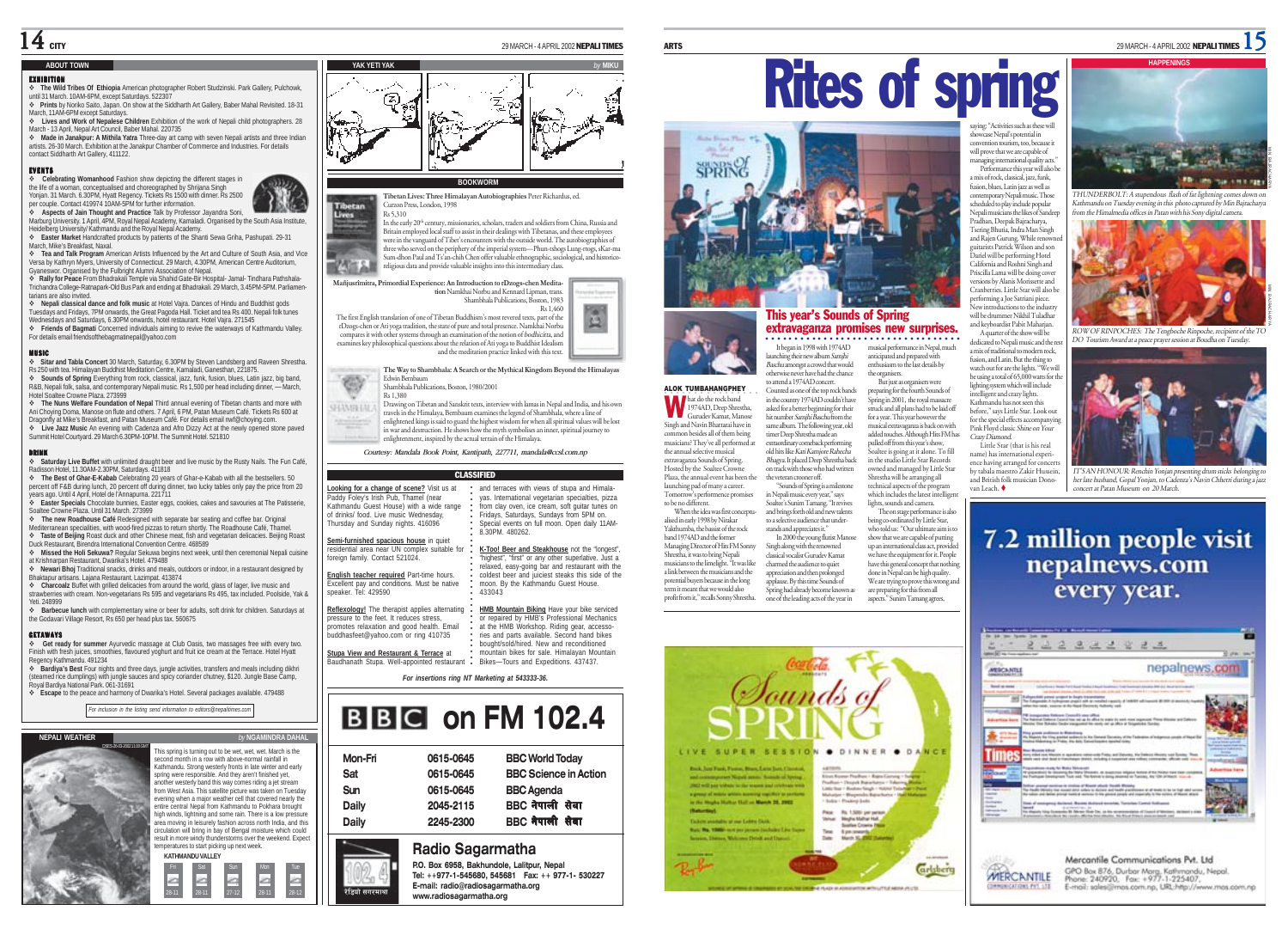## ABOUT TOWN

### EXHIBITION

- **The Wild Tribes Of Ethiopia** American photographer Robert Studzinski. Park Gallery, Pulchowk, until 31 March. 10AM-6PM, except Saturdays. 522307
- **Prints** by Noriko Saito, Japan. On show at the Siddharth Art Gallery, Baber Mahal Revisited. 18-31 March, 11AM-6PM except Saturdays.
- **Lives and Work of Nepalese Children** Exhibition of the work of Nepali child photographers. 28 March - 13 April, Nepal Art Council, Baber Mahal. 220735
- **Made in Janakpur: A Mithila Yatra** Three-day art camp with seven Nepali artists and three Indian artists. 26-30 March. Exhibition at the Janakpur Chamber of Commerce and Industries. For details contact Siddharth Art Gallery, 411122.

### EVENTS

- **Celebrating Womanhood** Fashion show depicting the different stages in the life of a woman, conceptualised and choreographed by Shrijana Singh Yonjan. 31 March. 6.30PM, Hyatt Regency. Tickets Rs 1500 with dinner. Rs 2500 per couple. Contact 419974 10AM-5PM for further information.
- **Aspects of Jain Thought and Practice** Talk by Professor Jayandra Soni, Marburg University. 1 April, 4PM, Royal Nepal Academy, Kamaladi. Organised by the South Asia Institute, Heidelberg University/ Kathmandu and the Royal Nepal Academy.
- **Easter Market** Handicrafted products by patients of the Shanti Sewa Griha, Pashupati. 29-31 March, Mike's Breakfast, Naxal.
- **Tea and Talk Program** American Artists Influenced by the Art and Culture of South Asia, and Vice Versa by Kathryn Myers, University of Connecticut. 29 March, 4.30PM, American Centre Auditorium, Gyaneswor. Organised by the Fulbright Alumni Association of Nepal.
- **Rally for Peace** From Bhadrakali Temple via Shahid Gate-Bir Hospital- Jamal- Tindhara Pathshala-Trichandra College-Ratnapark-Old Bus Park and ending at Bhadrakali. 29 March, 3.45PM-5PM. Parliamentarians are also invited.
- **Nepali classical dance and folk music** at Hotel Vajra. Dances of Hindu and Buddhist gods Tuesdays and Fridays, 7PM onwards, the Great Pagoda Hall. Ticket and tea Rs 400. Nepali folk tunes Wednesdays and Saturdays, 6.30PM onwards, hotel restaurant. Hotel Vajra. 271545
- **Friends of Bagmati** Concerned individuals aiming to revive the waterways of Kathmandu Valley. For details email friendsofthebagmatinepal@yahoo.com

### MUSIC

- **Sitar and Tabla Concert** 30 March, Saturday, 6.30PM by Steven Landsberg and Raveen Shrestha. Rs 250 with tea. Himalayan Buddhist Meditation Centre, Kamaladi, Ganesthan, 221875.
- **Sounds of Spring** Everything from rock, classical, jazz, funk, fusion, blues, Latin jazz, big band, R&B, Nepali folk, salsa, and contemporary Nepali music. Rs 1,500 per head including dinner, —March, Hotel Soaltee Crowne Plaza. 273999
- **The Nuns Welfare Foundation of Nepal** Third annual evening of Tibetan chants and more with Ani Choying Doma, Manose on flute and others. 7 April, 6 PM, Patan Museum Café. Tickets Rs 600 at Dragonfly at Mike's Breakfast, and Patan Museum Café. For details email nwf@choying.com
- **Live Jazz Music** An evening with Cadenza and Afro Dizzy Act at the newly opened stone paved Summit Hotel Courtyard. 29 March 6.30PM-10PM. The Summit Hotel. 521810

### DRINK

- **Saturday Live Buffet** with unlimited draught beer and live music by the Rusty Nails. The Fun Café, Radisson Hotel, 11.30AM-2.30PM, Saturdays. 411818
- **The Best of Ghar-E-Kabab** Celebrating 20 years of Ghar-e-Kabab with all the bestsellers. 50 percent off F&B during lunch, 20 percent off during dinner, two lucky tables only pay the price from 20 years ago. Until 4 April, Hotel de l'Annapurna. 221711
- **Easter Specials** Chocolate bunnies, Easter eggs, cookies, cakes and savouries at The Patisserie, Soaltee Crowne Plaza. Until 31 March. 273999
- **The new Roadhouse Café** Redesigned with separate bar seating and coffee bar. Original Mediterranean specialities, with wood-fired pizzas to return shortly. The Roadhouse Café, Thamel.
- **Taste of Beijing** Roast duck and other Chinese meat, fish and vegetarian delicacies. Beijing Roast Duck Restaurant, Birendra International Convention Centre. 468589
- **Missed the Holi Sekuwa?** Regular Sekuwa begins next week, until then ceremonial Nepali cuisine at Krishnarpan Restaurant, Dwarika's Hotel. 479488
- **Newari Bhoj** Traditional snacks, drinks and meals, outdoors or indoor, in a restaurant designed by Bhaktapur artisans. Lajana Restaurant. Lazimpat. 413874
- **Charcoalz** Buffet with grilled delicacies from around the world, glass of lager, live music and strawberries with cream. Non-vegetarians Rs 595 and vegetarians Rs 495, tax included. Poolside, Yak & Yeti. 248999
- **Barbecue lunch** with complementary wine or beer for adults, soft drink for children. Saturdays at the Godavari Village Resort, Rs 650 per head plus tax. 560675

### GETAWAYS

- **Get ready for summer** Ayurvedic massage at Club Oasis, two massages free with every two. Finish with fresh juices, smoothies, flavoured yoghurt and fruit ice cream at the Terrace. Hotel Hyatt Regency Kathmandu. 491234
- **Bardiya's Best** Four nights and three days, jungle activities, transfers and meals including dikhri (steamed rice dumplings) with jungle sauces and spicy coriander chutney, $120. Jungle Base Camp, Royal Bardiya National Park. 061-31691
- **Escape** to the peace and harmony of Dwarika's Hotel. Several packages available. 479488

*For inclusion in the listing send information to editors@nepalitimes.com*

## NEPALI WEATHER

*by NGAMINDRA DAHAL*

This spring is turning out to be wet, wet, wet. March is the second month in a row with above-normal rainfall in Kathmandu. Strong westerly fronts in late winter and early spring were responsible. And they aren't finished yet, another westerly band this way comes riding a jet stream from West Asia. This satellite picture was taken on Tuesday evening when a major weather cell that covered nearly the entire central Nepal from Kathmandu to Pokhara brought high winds, lightning and some rain. There is a low pressure area moving in leisurely fashion across north India, and this circulation will bring in bay of Bengal moisture which could result in more windy thunderstorms over the weekend. Expect temperatures to start picking up next week.

KATHMANDU VALLEY

| Fri | Sat | Sun | Mon | Tue |
|---|---|---|---|---|
| 28-11 | 28-11 | 27-12 | 28-11 | 28-12 |

## YAK YETI YAK

*by MIKU*

## BOOKWORM

**Tibetan Lives: Three Himalayan Autobiographies** Peter Richardus, ed.
Curzon Press, London, 1998
Rs 5,310

In the early 20[th] century, missionaries, scholars, traders and soldiers from China, Russia and Britain employed local staff to assist in their dealings with Tibetans, and these employees were in the vanguard of Tibet's encounters with the outside world. The autobiographies of three who served on the periphery of the imperial system—Phun-tshogs Lung-rtogs, sKar-ma Sum-dhon Paul and Ts'an-chih Chen offer valuable ethnographic, sociological, and historico-religious data and provide valuable insights into this intermediary class.

**Mañjusrimitra, Primordial Experience: An Introduction to rDzogs-chen Meditation** Namkhai Norbu and Kennard Lipman, trans.
Shambhala Publications, Boston, 1983
Rs 1,460

The first English translation of one of Tibetan Buddhism's most revered texts, part of the rDzogs-chen or Ati yoga tradition, the state of pure and total presence. Namkhai Norbu compares it with other systems through an examination of the notion of bodhicitta, and examines key philosophical questions about the relation of Ati yoga to Buddhist Idealism and the meditation practice linked with this text.

**The Way to Shambhala: A Search or the Mythical Kingdom Beyond the Himalayas** Edwin Bernbaum
Shambhala Publications, Boston, 1980/2001
Rs 1,380

Drawing on Tibetan and Sanskrit texts, interview with lamas in Nepal and India, and his own travels in the Himalaya, Bernbaum examines the legend of Shambhala, where a line of enlightened kings is said to guard the highest wisdom for when all spiritual values will be lost in war and destruction. He shows how the myth symbolises an inner, spiritual journey to enlightenment, inspired by the actual terrain of the Himalaya.

*Courtesy: Mandala Book Point, Kantipath, 227711, mandala@ccsl.com.np*

## CLASSIFIED

**Looking for a change of scene?** Visit us at Paddy Foley's Irish Pub, Thamel (near Kathmandu Guest House) with a wide range of drinks/ food. Live music Wednesday, Thursday and Sunday nights. 416096

**Semi-furnished spacious house** in quiet residential area near UN complex suitable for foreign family. Contact 521024.

**English teacher required** Part-time hours. Excellent pay and conditions. Must be native speaker. Tel: 429590

**Reflexology!** The therapist applies alternating pressure to the feet. It reduces stress, promotes relaxation and good health. Email buddhasfeet@yahoo.com or ring 410735

**Stupa View and Restaurant & Terrace** at Baudhanath Stupa. Well-appointed restaurant and terraces with views of stupa and Himalayas. International vegetarian specialties, pizza from clay oven, ice cream, soft guitar tunes on Fridays, Saturdays, Sundays from 5PM on. Special events on full moon. Open daily 11AM-8.30PM. 480262.

**K-Too! Beer and Steakhouse** not the "longest", "highest", "first" or any other superlative. Just a relaxed, easy-going bar and restaurant with the coldest beer and juiciest steaks this side of the moon. By the Kathmandu Guest House. 433043

**HMB Mountain Biking** Have your bike serviced or repaired by HMB's Professional Mechanics at the HMB Workshop. Riding gear, accessories and parts available. Second hand bikes bought/sold/hired. New and reconditioned mountain bikes for sale. Himalayan Mountain Bikes—Tours and Expeditions. 437437.

*For insertions ring NT Marketing at 543333-36.*

## BBC on FM 102.4

| | | |
|---|---|---|
| Mon-Fri | 0615-0645 | BBC World Today |
| Sat | 0615-0645 | BBC Science in Action |
| Sun | 0615-0645 | BBC Agenda |
| Daily | 2045-2115 | BBC नेपाली सेवा |
| Daily | 2245-2300 | BBC नेपाली सेवा |

### Radio Sagarmatha

P.O. Box 6958, Bakhundole, Lalitpur, Nepal
Tel: ++977-1-545680, 545681 Fax: ++ 977-1- 530227
E-mail: radio@radiosagarmatha.org
www.radiosagarmatha.org

# Rites of spring

## This year's Sounds of Spring extravaganza promises new surprises.

ALOK TUMBAHANGPHEY

What do the rock band 1974AD, Deep Shrestha, Gurudev Kamat, Manose Singh and Navin Bhattarai have in common besides all of them being musicians? They've all performed at the annual selective musical extravaganza Sounds of Spring. Hosted by the Soaltee Crowne Plaza, the annual event has been the launching pad of many a career. Tomorrow's performance promises to be no different.

When the idea was first conceptualised in early 1998 by Nirakar Yakthumba, the bassist of the rock band 1974AD and the former Managing Director of Hits FM Sonny Shrestha, it was to bring Nepali musicians to the limelight. "It was like a link between the musicians and the potential buyers because in the long term it meant that we would also profit from it," recalls Sonny Shrestha.

It began in 1998 with 1974AD launching their new album *Samjhi Baschu* amongst a crowd that would otherwise never have had the chance to attend a 1974AD concert. Counted as one of the top rock bands in the country 1974AD couldn't have asked for a better beginning for their hit number *Samjhi Baschu* from the same album. The following year, old timer Deep Shrestha made an extraordinary comeback performing old hits like *Kati Kamjore Rahecha Bhagya*. It placed Deep Shrestha back on track with those who had written the veteran crooner off.

"Sounds of Spring is a milestone in Nepali music every year," says Soaltee's Sunim Tamang. "It revives and brings forth old and new talents to a selective audience that understands and appreciates it."

In 2000 the young flutist Manose Singh along with the renowned classical vocalist Gurudev Kamat charmed the audience to quiet appreciation and then prolonged applause. By this time Sounds of Spring had already become known as one of the leading acts of the year in musical performance in Nepal, much anticipated and prepared with enthusiasm to the last details by the organisers.

But just as organisers were preparing for the fourth Sounds of Spring in 2001, the royal massacre struck and all plans had to be laid off for a year. This year however the musical extravaganza is back on with added touches. Although Hits FM has pulled off from this year's show, Soaltee is going at it alone. To fill in the studio Little Star Records owned and managed by Little Star Shrestha will be arranging all technical aspects of the program which includes the latest intelligent lights, sounds and camera.

The on stage performance is also being co-ordinated by Little Star, who told us: "Our ultimate aim is to show that we are capable of putting up an international class act, provided we have the equipment for it. People have this general concept that nothing done in Nepal can be high quality. We are trying to prove this wrong and are preparing for this from all aspects." Sunim Tamang agrees, saying: "Activities such as these will showcase Nepal's potential in convention tourism, too, because it will prove that we are capable of managing international quality acts."

Performance this year will also be a mix of rock, classical, jazz, funk, fusion, blues, Latin jazz as well as contemporary Nepali music. Those scheduled to play include popular Nepali musicians the likes of Sandeep Pradhan, Deepak Bajracharya, Tsering Bhutia, Indra Man Singh and Rajen Gurung. While renowned guitarists Patrick Wilson and son Daniel will be performing Hotel California and Roshni Singh and Priscilla Lama will be doing cover versions by Alanis Morissette and Cranberries. Little Star will also be performing a Joe Satriani piece. New introductions to the industry will be drummer Nikhil Tuladhar and keyboardist Pabit Maharjan.

A quarter of the show will be dedicated to Nepali music and the rest a mix of traditional to modern rock, fusion, and Latin. But the thing to watch out for are the lights. "We will be using a total of 65,000 watts for the lighting system which will include intelligent and crazy lights. Kathmandu has not seen this before," says Little Star. Look out for the special effects accompanying Pink Floyd classic *Shine on Your Crazy Diamond*.

Little Star (that is his real name) has international experience having arranged for concerts by tabala maestro Zakir Hussein, and British folk musician Donovan Leach. ♦

## HAPPENINGS

*THUNDERBOLT: A stupendous flash of fat lightning comes down on Kathmandu on Tuesday evening in this photo captured by Min Bajracharya from the Himalmedia offices in Patan with his Sony digital camera.*

*ROW OF RINPOCHES: The Tengboche Rinpoche, recipient of the TO DO Tourism Award at a peace prayer session at Boudha on Tuesday.*

*IT'S AN HONOUR: Renchin Yonjan presenting drum sticks belonging to her late husband, Gopal Yonjan, to Cadenza's Navin Chhetri during a jazz concert at Patan Museum on 20 March.*

# 7.2 million people visit nepalnews.com every year.

Mercantile Communications Pvt. Ltd
GPO Box 876, Durbar Marg, Kathmandu, Nepal.
Phone: 240920, Fax: +977-1-225407,
E-mail: sales@mos.com.np, URL:http://www.mos.com.np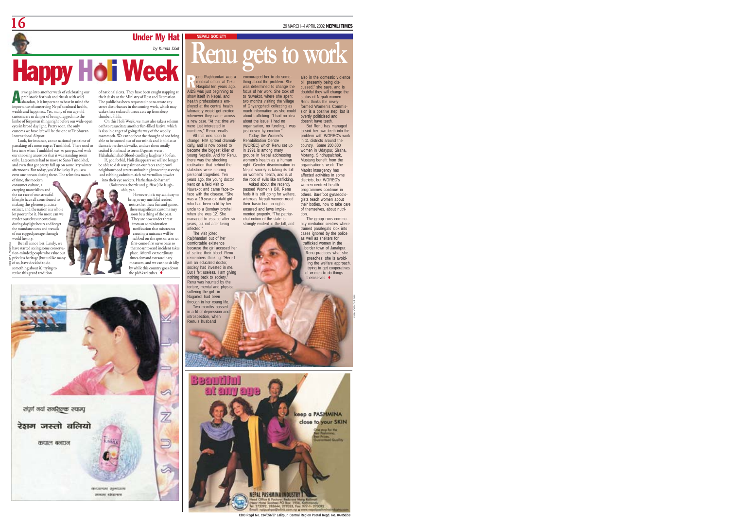## Under My Hat

*by Kunda Dixit*

# Happy Holi Week

As we go into another week of celebrating our prehistoric festivals and rituals with wild abandon, it is important to bear in mind the importance of conserving Nepal's cultural health, wealth and happiness. Yes, many of our age-old customs are in danger of being dragged into the limbo of forgotten things right before our wide-open eyes in broad daylight. Pretty soon, the only customs we have left will be the one at Tribhuvan International Airport.

Look, for instance, at our national past-time of partaking of a noon nap at Tundikhel. There used to be a time when Tundikhel was so jam-packed with our snoozing ancestors that it was standing room only. Latecomers had to move to Sano Tundikhel, and even that got pretty full up on some lazy winter afternoons. But today, you'd be lucky if you saw even one person dozing there. The relentless march of time, the modern consumer culture, a creeping materialism and the rat race of our stressful lifestyle have all contributed to making this glorious practice extinct, and the nation is a whole lot poorer for it. No more can we render ourselves unconscious during daylight hours and forget the mundane cares and travails of our rugged passage through world history.

But all is not lost. Lately, we have started seeing some conservation-minded people who value our priceless heritage (but unlike many of us, have decided to do something about it) trying to revive this grand tradition of national siesta. They have been caught napping at their desks at the Ministry of Rest and Recreation. The public has been requested not to create any street disturbances in the coming week, which may wake these sedated bureau cats up from deep slumber. Shhh.

On this Holi Week, we must also take a solemn oath to resuscitate another fun-filled festival which is also in danger of going the way of the woolly mammoth. We cannot bear the thought of not being able to be stoned out of our minds and lob lolas at damsels on the sidewalks, and see them totally soaked from head to toe in Bagmati water. Hahahahahaha! (Blood-curdling laughter.) So fun.

If, god forbid, Holi disappears we will no longer be able to dab war paint on our faces and prowl neighbourhood streets ambushing innocent passersby and rubbing cadmium-rich red vermilion powder into their eye sockets. Harharhar-de-harhar! (Boisterous chortle and guffaw.) So laughable, yar.

However, it is my sad duty to bring to my mirthful readers' notice that these fun and games, these magnificent customs may soon be a thing of the past. They are now under threat from an administration notification that miscreants creating a nuisance will be nabbed on the spot on a strict first-come-first serve basis so that no untoward incident takes place. Afterall extraordinary times demand extraordinary measures, and we cannot sit idly by while this country goes down the pichkari tubes. ♦

NEPALI SOCIETY

# Renu gets to work

Renu Rajbhandari was a medical officer at Teku Hospital ten years ago. AIDS was just beginning to show itself in Nepal, and health professionals employed at the central health laboratory would get excited whenever they came across a new case. "At that time we were just interested in numbers," Renu recalls.

All that was soon to change. HIV spread dramatically, and is now poised to become the biggest killer of young Nepalis. And for Renu, there was the shocking realisation that behind the statistics were searing personal tragedies. Ten years ago, the young doctor went on a field visit to Nuwakot and came face-to-face with the disease. "She was a 19-year-old dalit girl who had been sold by her uncle to a Bombay brothel when she was 12. She managed to escape after six years, but not after being infected."

The visit jolted Rajbhandari out of her comfortable existence because the girl accused her of selling their blood. Renu remembers thinking: "Here I am an educated doctor, society had invested in me. But I felt useless. I am giving nothing back to society." Renu was haunted by the torture, mental and physical suffering the girl in Nagarkot had been through in her young life.

Two months passed in a fit of depression and introspection, when Renu's husband encouraged her to do something about the problem. She was determined to change the focus of her work. She took off to Nuwakot, where she spent two months visiting the village of Ghyangphedi collecting as much information as she could about trafficking. "I had no idea about the issue, I had no organisation, no funding, I was just driven by emotion."

Today, the Women's Rehabilitation Centre (WOREC) which Renu set up in 1991 is among many groups in Nepal addressing women's health as a human right. Gender discrimination in Nepali society is taking its toll on women's health, and is at the root of evils like trafficking.

Asked about the recently passed Women's Bill, Renu feels it is still going for welfare, whereas Nepali women need their basic human rights ensured and laws implemented properly. "The patriarchal notion of the state is strongly evident in the bill, and also in the domestic violence bill presently being discussed," she says, and is doubtful they will change the status of Nepali women. Renu thinks the newly-formed Women's Commission is a positive step, but is overtly politicised and doesn't have teeth.

But Renu has managed to sink her own teeth into the problem with WOREC's work in 11 districts around the country. Some 200,000 women in Udaypur, Siraha, Morang, Sindhupalchok, Mustang benefit from the organisation's work. The Maoist insurgency has affected activities in some districts, but WOREC's women-centred health programmes continue in others. Barefoot gynaecologists teach women about their bodies, how to take care of themselves, about nutrition.

The group runs community mediation centres where trained paralegals look into cases ignored by the police as well as shelters for trafficked women in the border town of Janakpur. Renu practices what she preaches: she is avoiding the welfare approach, trying to get cooperatives of women to do things themselves. ♦

CDO Regd No. 194/056/57 Lalitpur, Central Region Postal Regd. No. 04/058/59